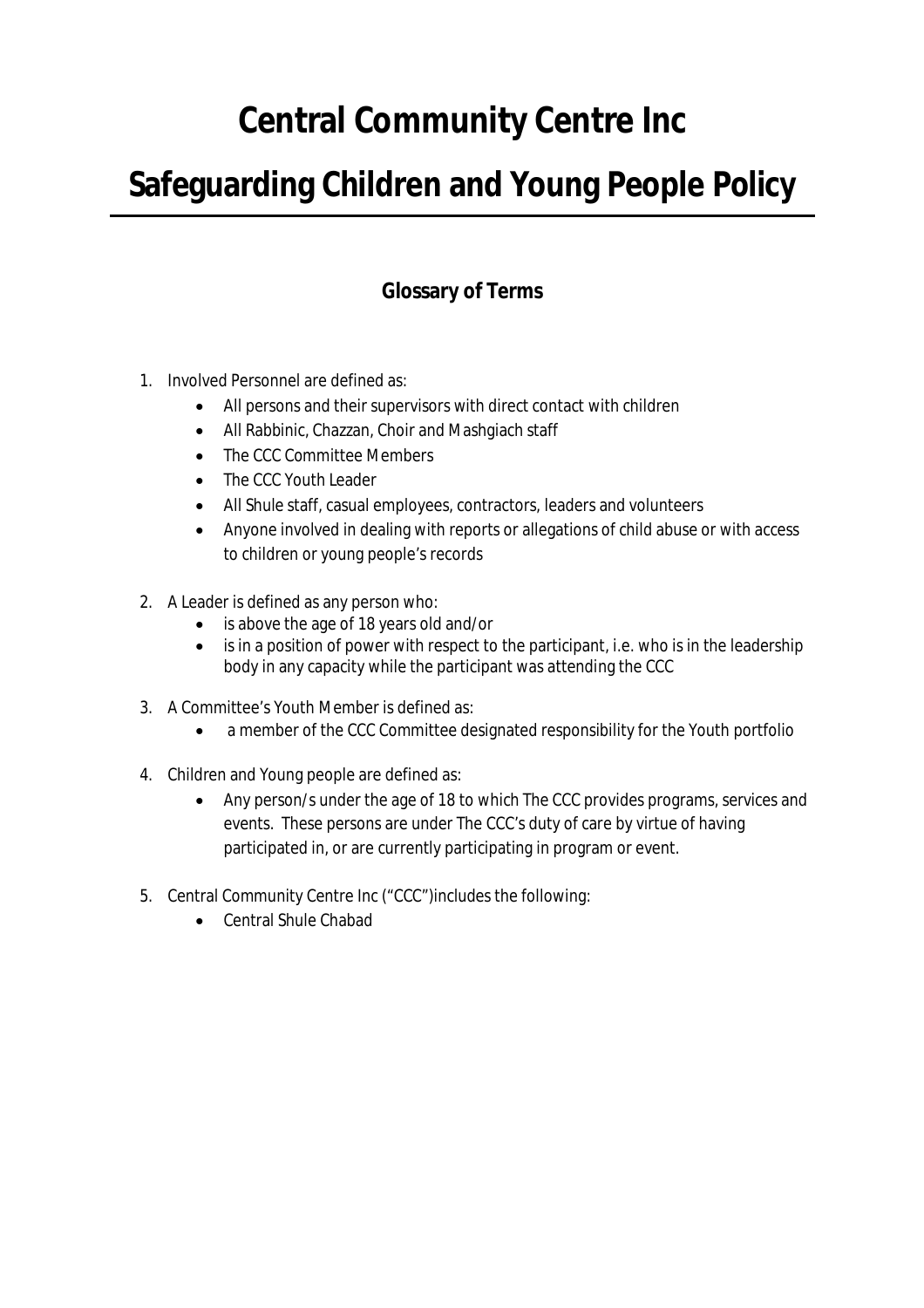# Central Community Centre Inc

# Safeguarding Children and Young People Policy

## Glossary of Terms

1. Involved Personnel are defined as:
   - All persons and their supervisors with direct contact with children
   - All Rabbinic, Chazzan, Choir and Mashgiach staff
   - The CCC Committee Members
   - The CCC Youth Leader
   - All Shule staff, casual employees, contractors, leaders and volunteers
   - Anyone involved in dealing with reports or allegations of child abuse or with access to children or young people's records

2. A Leader is defined as any person who:
   - is above the age of 18 years old and/or
   - is in a position of power with respect to the participant, i.e. who is in the leadership body in any capacity while the participant was attending the CCC

3. A Committee's Youth Member is defined as:
   - a member of the CCC Committee designated responsibility for the Youth portfolio

4. Children and Young people are defined as:
   - Any person/s under the age of 18 to which The CCC provides programs, services and events. These persons are under The CCC's duty of care by virtue of having participated in, or are currently participating in program or event.

5. Central Community Centre Inc ("CCC")includes the following:
   - Central Shule Chabad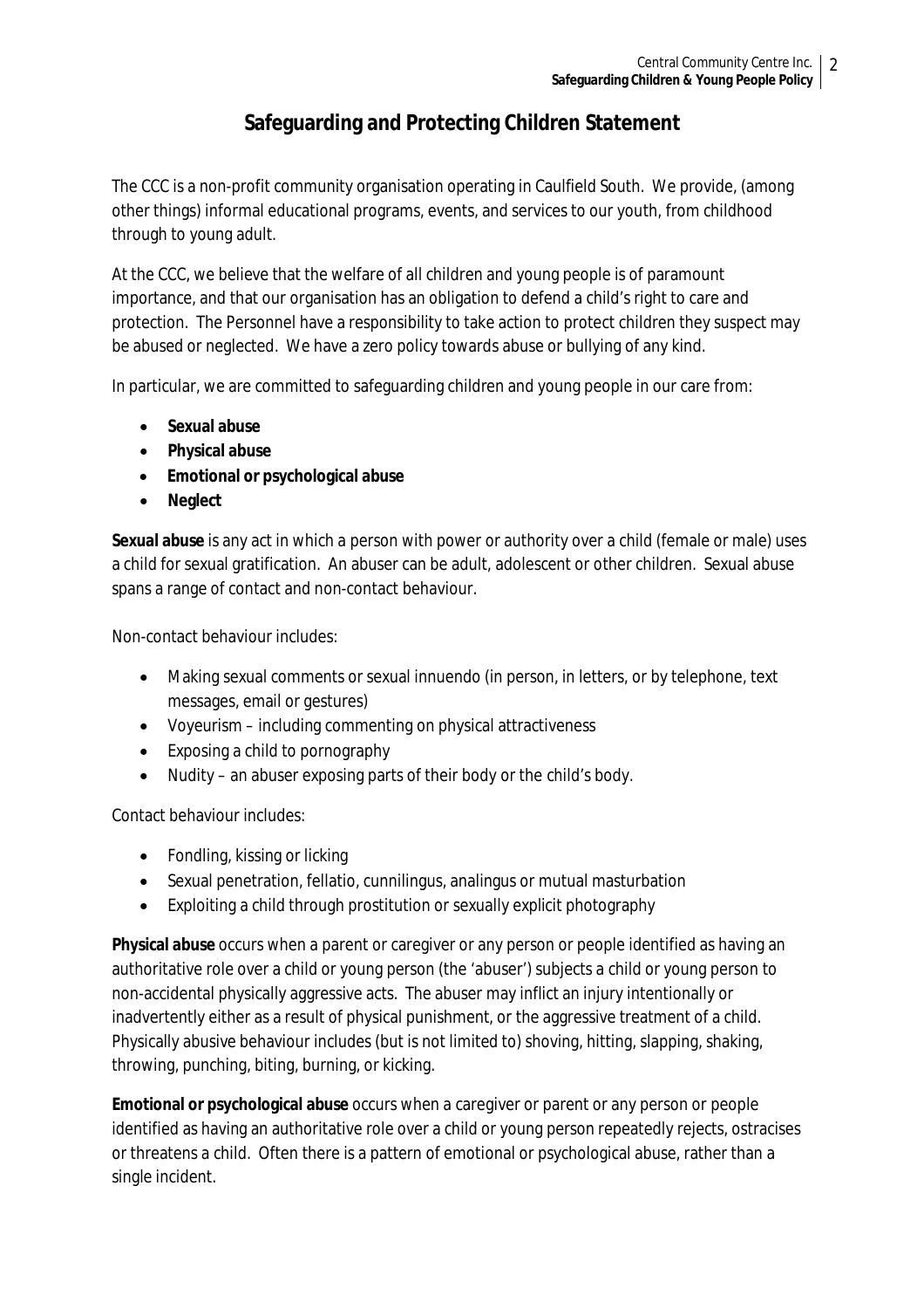# Safeguarding and Protecting Children Statement

The CCC is a non-profit community organisation operating in Caulfield South. We provide, (among other things) informal educational programs, events, and services to our youth, from childhood through to young adult.

At the CCC, we believe that the welfare of all children and young people is of paramount importance, and that our organisation has an obligation to defend a child's right to care and protection. The Personnel have a responsibility to take action to protect children they suspect may be abused or neglected. We have a zero policy towards abuse or bullying of any kind.

In particular, we are committed to safeguarding children and young people in our care from:

- **Sexual abuse**
- **Physical abuse**
- **Emotional or psychological abuse**
- **Neglect**

**Sexual abuse** is any act in which a person with power or authority over a child (female or male) uses a child for sexual gratification. An abuser can be adult, adolescent or other children. Sexual abuse spans a range of contact and non-contact behaviour.

Non-contact behaviour includes:

- Making sexual comments or sexual innuendo (in person, in letters, or by telephone, text messages, email or gestures)
- Voyeurism – including commenting on physical attractiveness
- Exposing a child to pornography
- Nudity – an abuser exposing parts of their body or the child's body.

Contact behaviour includes:

- Fondling, kissing or licking
- Sexual penetration, fellatio, cunnilingus, analingus or mutual masturbation
- Exploiting a child through prostitution or sexually explicit photography

**Physical abuse** occurs when a parent or caregiver or any person or people identified as having an authoritative role over a child or young person (the 'abuser') subjects a child or young person to non-accidental physically aggressive acts. The abuser may inflict an injury intentionally or inadvertently either as a result of physical punishment, or the aggressive treatment of a child. Physically abusive behaviour includes (but is not limited to) shoving, hitting, slapping, shaking, throwing, punching, biting, burning, or kicking.

**Emotional or psychological abuse** occurs when a caregiver or parent or any person or people identified as having an authoritative role over a child or young person repeatedly rejects, ostracises or threatens a child. Often there is a pattern of emotional or psychological abuse, rather than a single incident.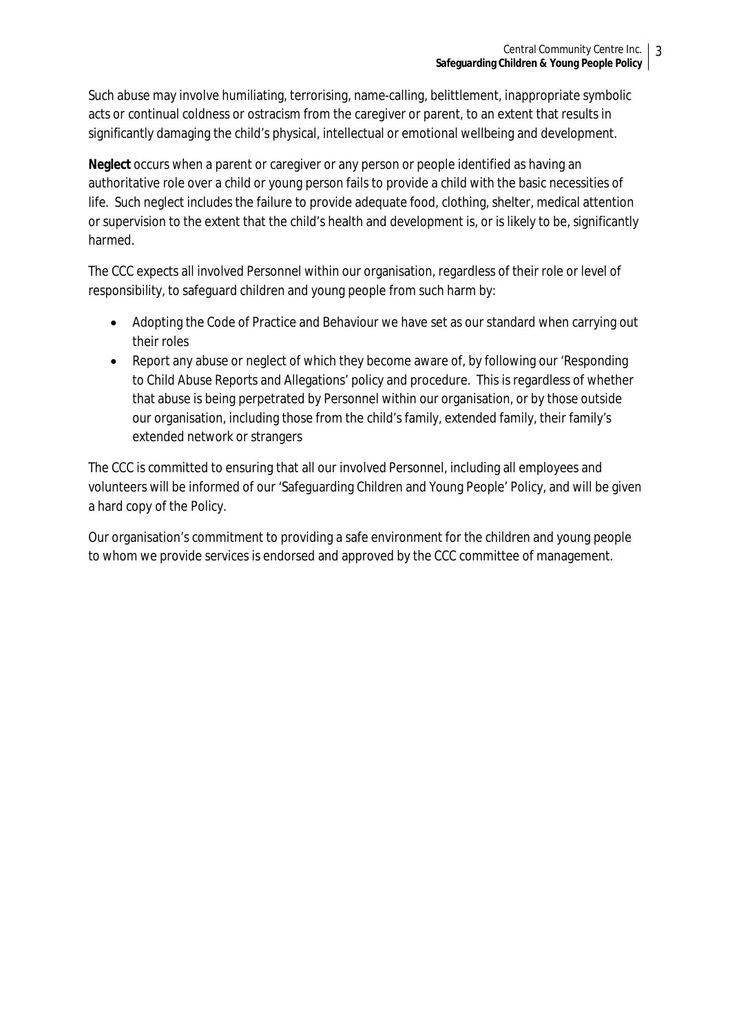Such abuse may involve humiliating, terrorising, name-calling, belittlement, inappropriate symbolic acts or continual coldness or ostracism from the caregiver or parent, to an extent that results in significantly damaging the child's physical, intellectual or emotional wellbeing and development.

**Neglect** occurs when a parent or caregiver or any person or people identified as having an authoritative role over a child or young person fails to provide a child with the basic necessities of life. Such neglect includes the failure to provide adequate food, clothing, shelter, medical attention or supervision to the extent that the child's health and development is, or is likely to be, significantly harmed.

The CCC expects all involved Personnel within our organisation, regardless of their role or level of responsibility, to safeguard children and young people from such harm by:

- Adopting the Code of Practice and Behaviour we have set as our standard when carrying out their roles
- Report any abuse or neglect of which they become aware of, by following our 'Responding to Child Abuse Reports and Allegations' policy and procedure. This is regardless of whether that abuse is being perpetrated by Personnel within our organisation, or by those outside our organisation, including those from the child's family, extended family, their family's extended network or strangers

The CCC is committed to ensuring that all our involved Personnel, including all employees and volunteers will be informed of our 'Safeguarding Children and Young People' Policy, and will be given a hard copy of the Policy.

Our organisation's commitment to providing a safe environment for the children and young people to whom we provide services is endorsed and approved by the CCC committee of management.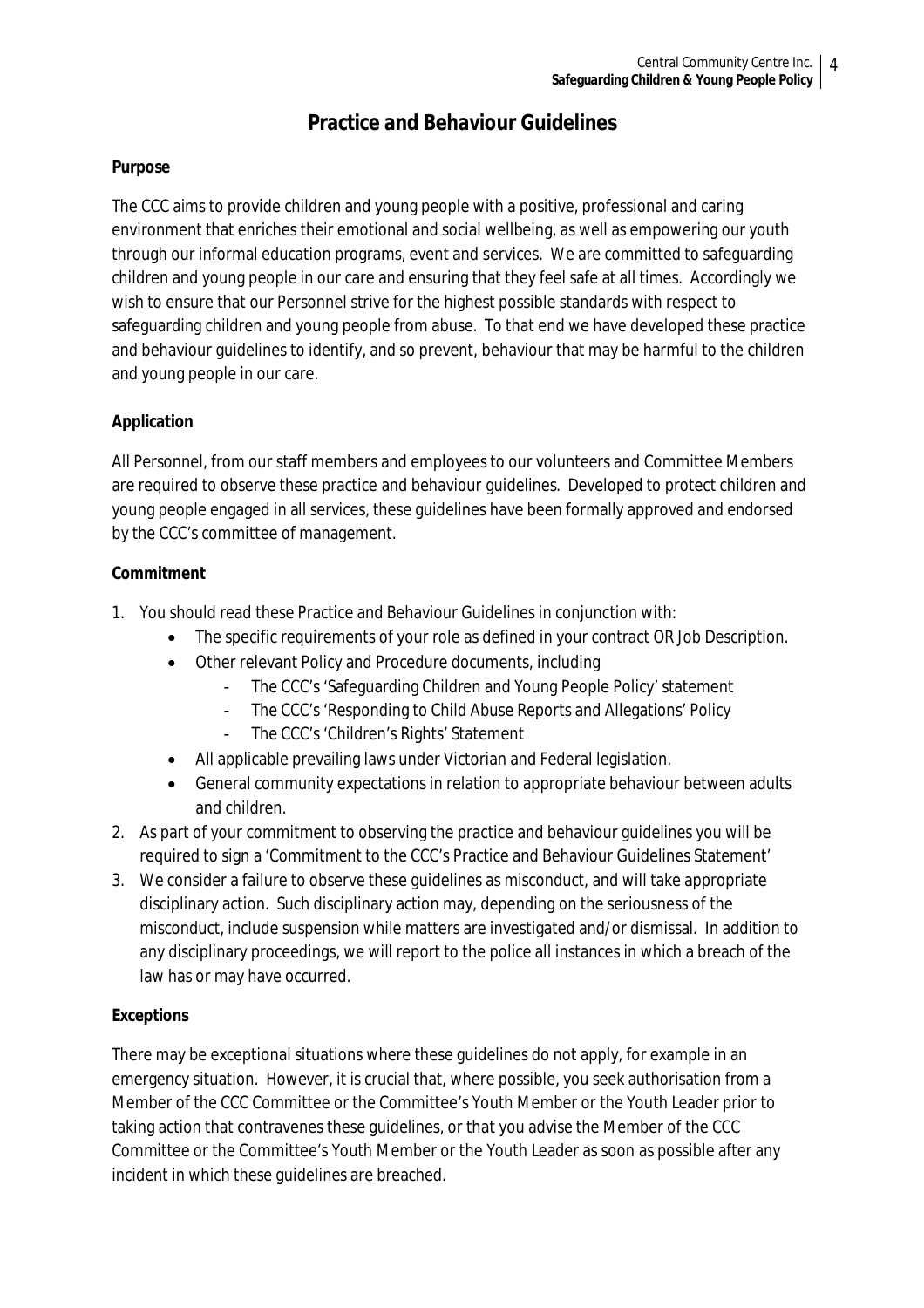# Practice and Behaviour Guidelines

**Purpose**

The CCC aims to provide children and young people with a positive, professional and caring environment that enriches their emotional and social wellbeing, as well as empowering our youth through our informal education programs, event and services. We are committed to safeguarding children and young people in our care and ensuring that they feel safe at all times. Accordingly we wish to ensure that our Personnel strive for the highest possible standards with respect to safeguarding children and young people from abuse. To that end we have developed these practice and behaviour guidelines to identify, and so prevent, behaviour that may be harmful to the children and young people in our care.

**Application**

All Personnel, from our staff members and employees to our volunteers and Committee Members are required to observe these practice and behaviour guidelines. Developed to protect children and young people engaged in all services, these guidelines have been formally approved and endorsed by the CCC's committee of management.

**Commitment**

1. You should read these Practice and Behaviour Guidelines in conjunction with:
   - The specific requirements of your role as defined in your contract OR Job Description.
   - Other relevant Policy and Procedure documents, including
     - The CCC's 'Safeguarding Children and Young People Policy' statement
     - The CCC's 'Responding to Child Abuse Reports and Allegations' Policy
     - The CCC's 'Children's Rights' Statement
   - All applicable prevailing laws under Victorian and Federal legislation.
   - General community expectations in relation to appropriate behaviour between adults and children.
2. As part of your commitment to observing the practice and behaviour guidelines you will be required to sign a 'Commitment to the CCC's Practice and Behaviour Guidelines Statement'
3. We consider a failure to observe these guidelines as misconduct, and will take appropriate disciplinary action. Such disciplinary action may, depending on the seriousness of the misconduct, include suspension while matters are investigated and/or dismissal. In addition to any disciplinary proceedings, we will report to the police all instances in which a breach of the law has or may have occurred.

**Exceptions**

There may be exceptional situations where these guidelines do not apply, for example in an emergency situation. However, it is crucial that, where possible, you seek authorisation from a Member of the CCC Committee or the Committee's Youth Member or the Youth Leader prior to taking action that contravenes these guidelines, or that you advise the Member of the CCC Committee or the Committee's Youth Member or the Youth Leader as soon as possible after any incident in which these guidelines are breached.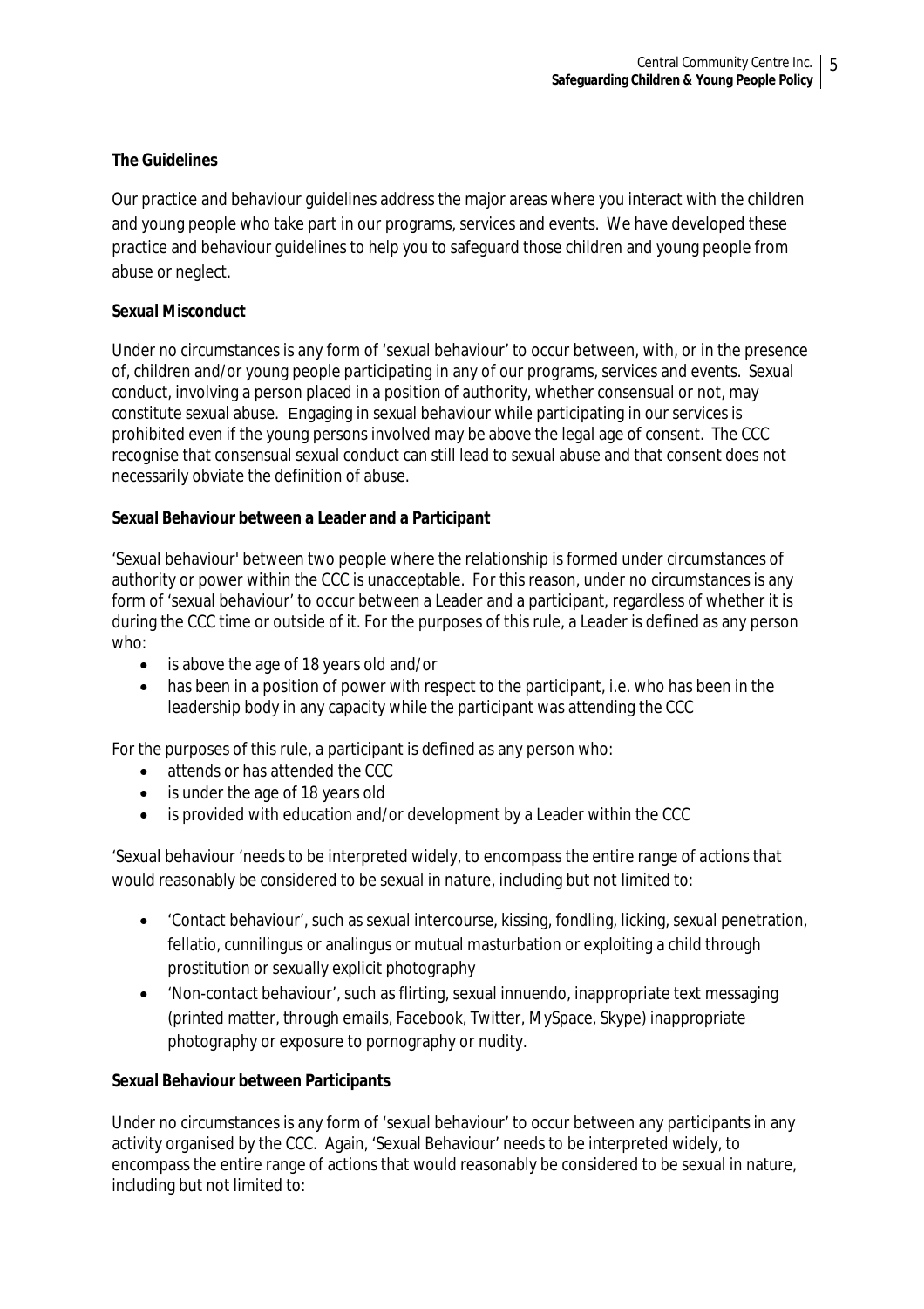**The Guidelines**

Our practice and behaviour guidelines address the major areas where you interact with the children and young people who take part in our programs, services and events. We have developed these practice and behaviour guidelines to help you to safeguard those children and young people from abuse or neglect.

**Sexual Misconduct**

Under no circumstances is any form of 'sexual behaviour' to occur between, with, or in the presence of, children and/or young people participating in any of our programs, services and events. Sexual conduct, involving a person placed in a position of authority, whether consensual or not, may constitute sexual abuse. Engaging in sexual behaviour while participating in our services is prohibited even if the young persons involved may be above the legal age of consent. The CCC recognise that consensual sexual conduct can still lead to sexual abuse and that consent does not necessarily obviate the definition of abuse.

**Sexual Behaviour between a Leader and a Participant**

'Sexual behaviour' between two people where the relationship is formed under circumstances of authority or power within the CCC is unacceptable. For this reason, under no circumstances is any form of 'sexual behaviour' to occur between a Leader and a participant, regardless of whether it is during the CCC time or outside of it. For the purposes of this rule, a Leader is defined as any person who:

- is above the age of 18 years old and/or
- has been in a position of power with respect to the participant, i.e. who has been in the leadership body in any capacity while the participant was attending the CCC

For the purposes of this rule, a participant is defined as any person who:

- attends or has attended the CCC
- is under the age of 18 years old
- is provided with education and/or development by a Leader within the CCC

'Sexual behaviour 'needs to be interpreted widely, to encompass the entire range of actions that would reasonably be considered to be sexual in nature, including but not limited to:

- 'Contact behaviour', such as sexual intercourse, kissing, fondling, licking, sexual penetration, fellatio, cunnilingus or analingus or mutual masturbation or exploiting a child through prostitution or sexually explicit photography
- 'Non-contact behaviour', such as flirting, sexual innuendo, inappropriate text messaging (printed matter, through emails, Facebook, Twitter, MySpace, Skype) inappropriate photography or exposure to pornography or nudity.

**Sexual Behaviour between Participants**

Under no circumstances is any form of 'sexual behaviour' to occur between any participants in any activity organised by the CCC. Again, 'Sexual Behaviour' needs to be interpreted widely, to encompass the entire range of actions that would reasonably be considered to be sexual in nature, including but not limited to: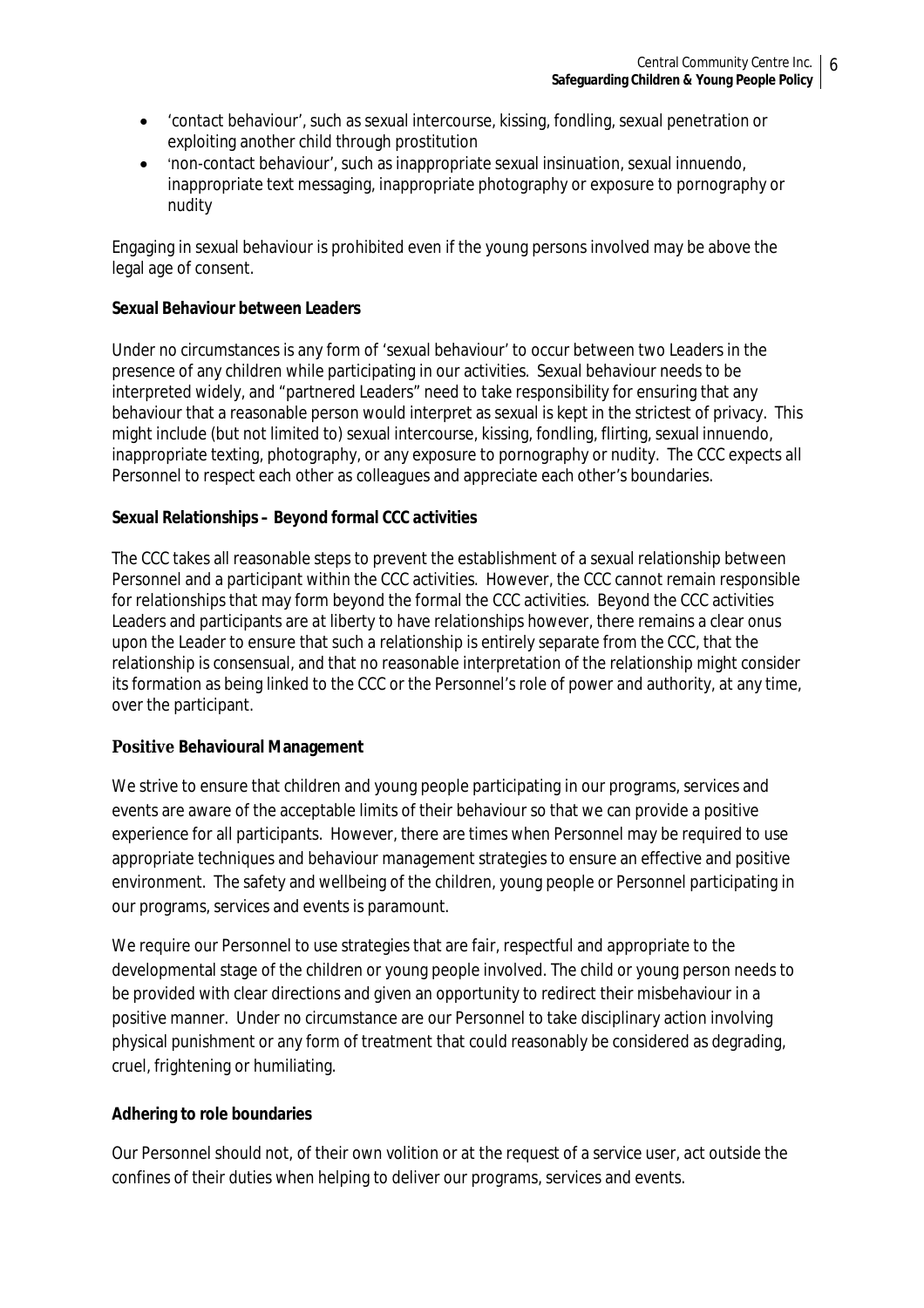- 'contact behaviour', such as sexual intercourse, kissing, fondling, sexual penetration or exploiting another child through prostitution
- 'non-contact behaviour', such as inappropriate sexual insinuation, sexual innuendo, inappropriate text messaging, inappropriate photography or exposure to pornography or nudity

Engaging in sexual behaviour is prohibited even if the young persons involved may be above the legal age of consent.

**Sexual Behaviour between Leaders**

Under no circumstances is any form of 'sexual behaviour' to occur between two Leaders in the presence of any children while participating in our activities. Sexual behaviour needs to be interpreted widely, and "partnered Leaders" need to take responsibility for ensuring that any behaviour that a reasonable person would interpret as sexual is kept in the strictest of privacy. This might include (but not limited to) sexual intercourse, kissing, fondling, flirting, sexual innuendo, inappropriate texting, photography, or any exposure to pornography or nudity. The CCC expects all Personnel to respect each other as colleagues and appreciate each other's boundaries.

**Sexual Relationships – Beyond formal CCC activities**

The CCC takes all reasonable steps to prevent the establishment of a sexual relationship between Personnel and a participant within the CCC activities. However, the CCC cannot remain responsible for relationships that may form beyond the formal the CCC activities. Beyond the CCC activities Leaders and participants are at liberty to have relationships however, there remains a clear onus upon the Leader to ensure that such a relationship is entirely separate from the CCC, that the relationship is consensual, and that no reasonable interpretation of the relationship might consider its formation as being linked to the CCC or the Personnel's role of power and authority, at any time, over the participant.

**Positive Behavioural Management**

We strive to ensure that children and young people participating in our programs, services and events are aware of the acceptable limits of their behaviour so that we can provide a positive experience for all participants. However, there are times when Personnel may be required to use appropriate techniques and behaviour management strategies to ensure an effective and positive environment. The safety and wellbeing of the children, young people or Personnel participating in our programs, services and events is paramount.

We require our Personnel to use strategies that are fair, respectful and appropriate to the developmental stage of the children or young people involved. The child or young person needs to be provided with clear directions and given an opportunity to redirect their misbehaviour in a positive manner. Under no circumstance are our Personnel to take disciplinary action involving physical punishment or any form of treatment that could reasonably be considered as degrading, cruel, frightening or humiliating.

**Adhering to role boundaries**

Our Personnel should not, of their own volition or at the request of a service user, act outside the confines of their duties when helping to deliver our programs, services and events.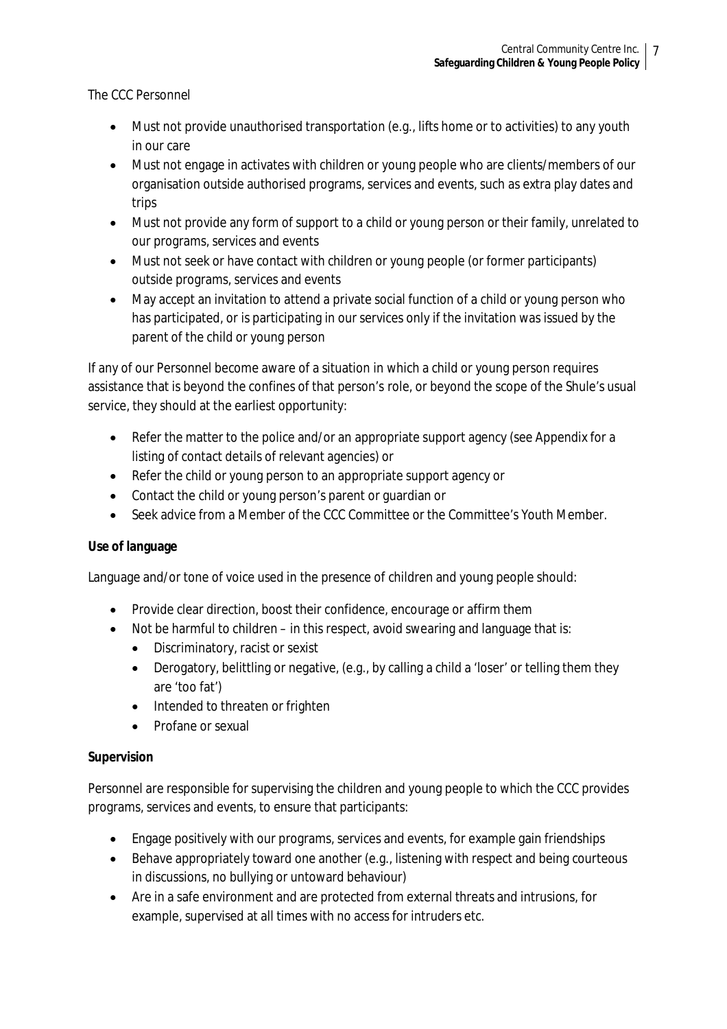The CCC Personnel

- Must not provide unauthorised transportation (e.g., lifts home or to activities) to any youth in our care
- Must not engage in activates with children or young people who are clients/members of our organisation outside authorised programs, services and events, such as extra play dates and trips
- Must not provide any form of support to a child or young person or their family, unrelated to our programs, services and events
- Must not seek or have contact with children or young people (or former participants) outside programs, services and events
- May accept an invitation to attend a private social function of a child or young person who has participated, or is participating in our services only if the invitation was issued by the parent of the child or young person

If any of our Personnel become aware of a situation in which a child or young person requires assistance that is beyond the confines of that person's role, or beyond the scope of the Shule's usual service, they should at the earliest opportunity:

- Refer the matter to the police and/or an appropriate support agency (see Appendix for a listing of contact details of relevant agencies) or
- Refer the child or young person to an appropriate support agency or
- Contact the child or young person's parent or guardian or
- Seek advice from a Member of the CCC Committee or the Committee's Youth Member.

**Use of language**

Language and/or tone of voice used in the presence of children and young people should:

- Provide clear direction, boost their confidence, encourage or affirm them
- Not be harmful to children – in this respect, avoid swearing and language that is:
  - Discriminatory, racist or sexist
  - Derogatory, belittling or negative, (e.g., by calling a child a 'loser' or telling them they are 'too fat')
  - Intended to threaten or frighten
  - Profane or sexual

**Supervision**

Personnel are responsible for supervising the children and young people to which the CCC provides programs, services and events, to ensure that participants:

- Engage positively with our programs, services and events, for example gain friendships
- Behave appropriately toward one another (e.g., listening with respect and being courteous in discussions, no bullying or untoward behaviour)
- Are in a safe environment and are protected from external threats and intrusions, for example, supervised at all times with no access for intruders etc.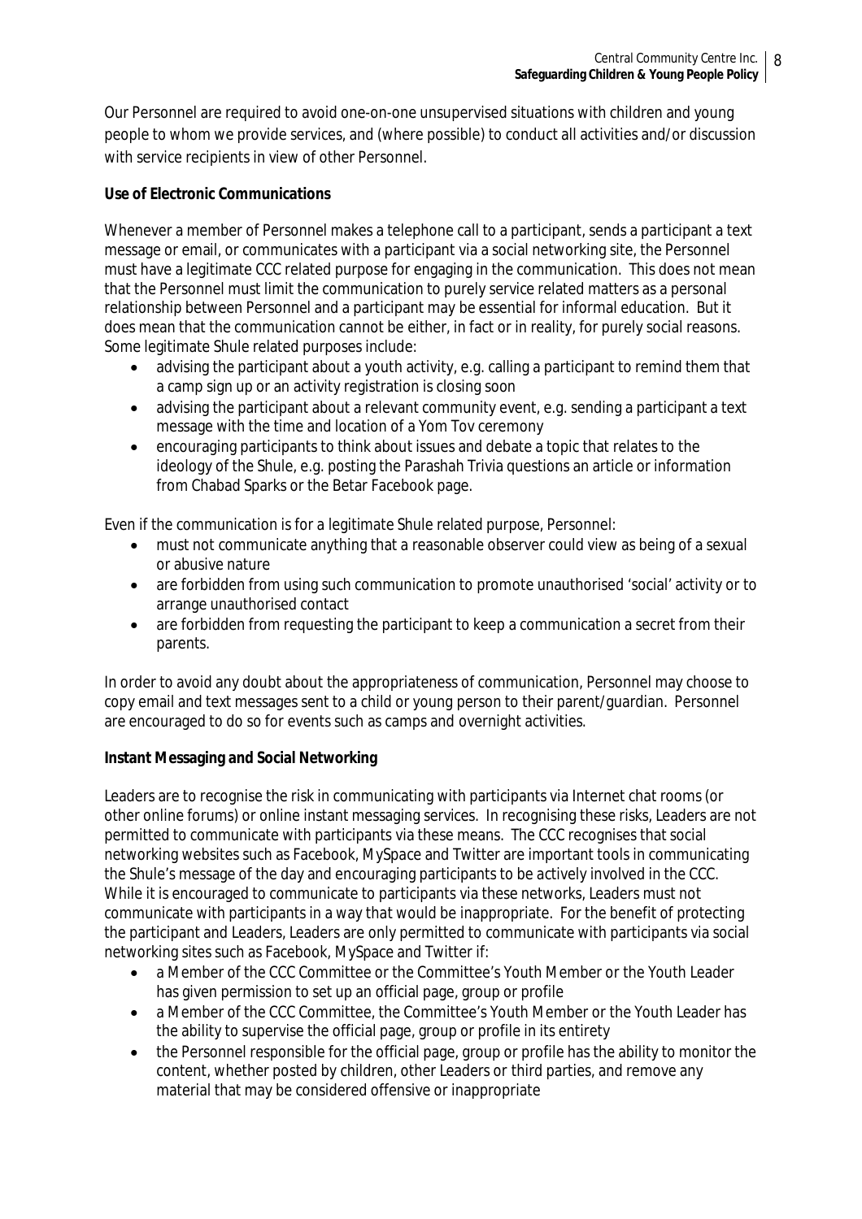Our Personnel are required to avoid one-on-one unsupervised situations with children and young people to whom we provide services, and (where possible) to conduct all activities and/or discussion with service recipients in view of other Personnel.

**Use of Electronic Communications**

Whenever a member of Personnel makes a telephone call to a participant, sends a participant a text message or email, or communicates with a participant via a social networking site, the Personnel must have a legitimate CCC related purpose for engaging in the communication. This does not mean that the Personnel must limit the communication to purely service related matters as a personal relationship between Personnel and a participant may be essential for informal education. But it does mean that the communication cannot be either, in fact or in reality, for purely social reasons. Some legitimate Shule related purposes include:

- advising the participant about a youth activity, e.g. calling a participant to remind them that a camp sign up or an activity registration is closing soon
- advising the participant about a relevant community event, e.g. sending a participant a text message with the time and location of a Yom Tov ceremony
- encouraging participants to think about issues and debate a topic that relates to the ideology of the Shule, e.g. posting the Parashah Trivia questions an article or information from Chabad Sparks or the Betar Facebook page.

Even if the communication is for a legitimate Shule related purpose, Personnel:

- must not communicate anything that a reasonable observer could view as being of a sexual or abusive nature
- are forbidden from using such communication to promote unauthorised 'social' activity or to arrange unauthorised contact
- are forbidden from requesting the participant to keep a communication a secret from their parents.

In order to avoid any doubt about the appropriateness of communication, Personnel may choose to copy email and text messages sent to a child or young person to their parent/guardian. Personnel are encouraged to do so for events such as camps and overnight activities.

**Instant Messaging and Social Networking**

Leaders are to recognise the risk in communicating with participants via Internet chat rooms (or other online forums) or online instant messaging services. In recognising these risks, Leaders are not permitted to communicate with participants via these means. The CCC recognises that social networking websites such as Facebook, MySpace and Twitter are important tools in communicating the Shule's message of the day and encouraging participants to be actively involved in the CCC. While it is encouraged to communicate to participants via these networks, Leaders must not communicate with participants in a way that would be inappropriate. For the benefit of protecting the participant and Leaders, Leaders are only permitted to communicate with participants via social networking sites such as Facebook, MySpace and Twitter if:

- a Member of the CCC Committee or the Committee's Youth Member or the Youth Leader has given permission to set up an official page, group or profile
- a Member of the CCC Committee, the Committee's Youth Member or the Youth Leader has the ability to supervise the official page, group or profile in its entirety
- the Personnel responsible for the official page, group or profile has the ability to monitor the content, whether posted by children, other Leaders or third parties, and remove any material that may be considered offensive or inappropriate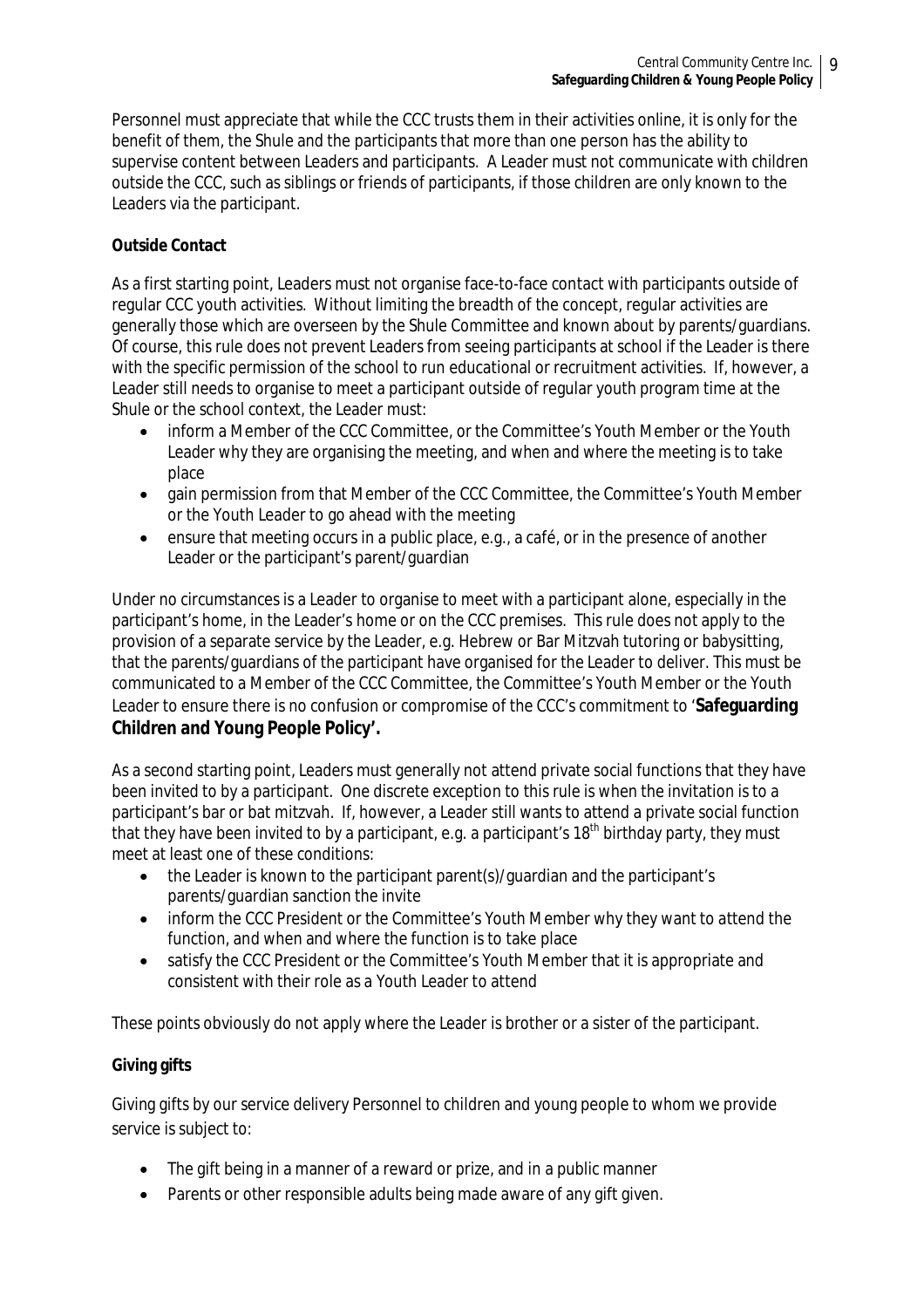Personnel must appreciate that while the CCC trusts them in their activities online, it is only for the benefit of them, the Shule and the participants that more than one person has the ability to supervise content between Leaders and participants. A Leader must not communicate with children outside the CCC, such as siblings or friends of participants, if those children are only known to the Leaders via the participant.

**Outside Contact**

As a first starting point, Leaders must not organise face-to-face contact with participants outside of regular CCC youth activities. Without limiting the breadth of the concept, regular activities are generally those which are overseen by the Shule Committee and known about by parents/guardians. Of course, this rule does not prevent Leaders from seeing participants at school if the Leader is there with the specific permission of the school to run educational or recruitment activities. If, however, a Leader still needs to organise to meet a participant outside of regular youth program time at the Shule or the school context, the Leader must:

- inform a Member of the CCC Committee, or the Committee's Youth Member or the Youth Leader why they are organising the meeting, and when and where the meeting is to take place
- gain permission from that Member of the CCC Committee, the Committee's Youth Member or the Youth Leader to go ahead with the meeting
- ensure that meeting occurs in a public place, e.g., a café, or in the presence of another Leader or the participant's parent/guardian

Under no circumstances is a Leader to organise to meet with a participant alone, especially in the participant's home, in the Leader's home or on the CCC premises. This rule does not apply to the provision of a separate service by the Leader, e.g. Hebrew or Bar Mitzvah tutoring or babysitting, that the parents/guardians of the participant have organised for the Leader to deliver. This must be communicated to a Member of the CCC Committee, the Committee's Youth Member or the Youth Leader to ensure there is no confusion or compromise of the CCC's commitment to '**Safeguarding Children and Young People Policy'.**

As a second starting point, Leaders must generally not attend private social functions that they have been invited to by a participant. One discrete exception to this rule is when the invitation is to a participant's bar or bat mitzvah. If, however, a Leader still wants to attend a private social function that they have been invited to by a participant, e.g. a participant's 18th birthday party, they must meet at least one of these conditions:

- the Leader is known to the participant parent(s)/guardian and the participant's parents/guardian sanction the invite
- inform the CCC President or the Committee's Youth Member why they want to attend the function, and when and where the function is to take place
- satisfy the CCC President or the Committee's Youth Member that it is appropriate and consistent with their role as a Youth Leader to attend

These points obviously do not apply where the Leader is brother or a sister of the participant.

**Giving gifts**

Giving gifts by our service delivery Personnel to children and young people to whom we provide service is subject to:

- The gift being in a manner of a reward or prize, and in a public manner
- Parents or other responsible adults being made aware of any gift given.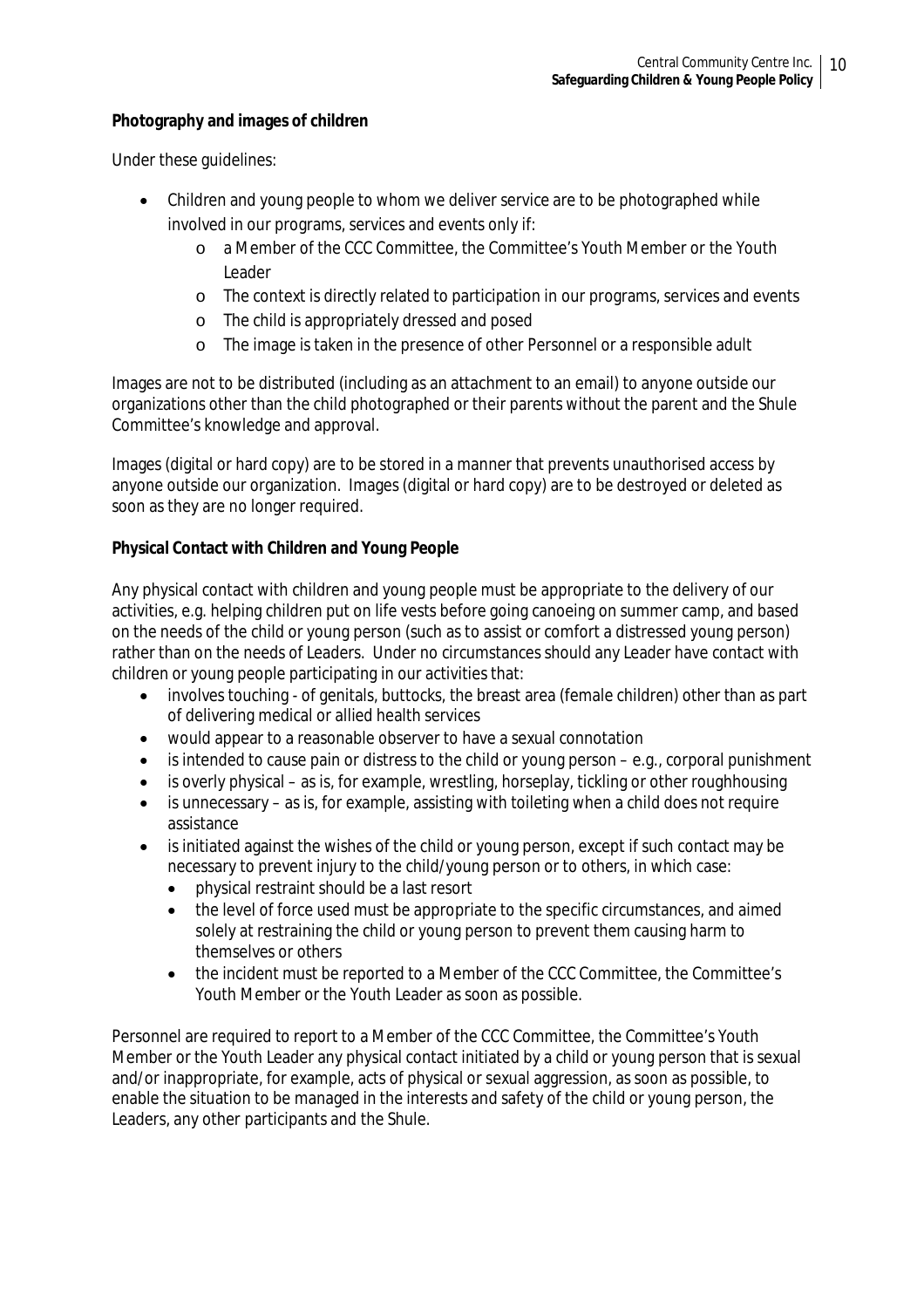**Photography and images of children**

Under these guidelines:

- Children and young people to whom we deliver service are to be photographed while involved in our programs, services and events only if:
  - a Member of the CCC Committee, the Committee's Youth Member or the Youth Leader
  - The context is directly related to participation in our programs, services and events
  - The child is appropriately dressed and posed
  - The image is taken in the presence of other Personnel or a responsible adult

Images are not to be distributed (including as an attachment to an email) to anyone outside our organizations other than the child photographed or their parents without the parent and the Shule Committee's knowledge and approval.

Images (digital or hard copy) are to be stored in a manner that prevents unauthorised access by anyone outside our organization. Images (digital or hard copy) are to be destroyed or deleted as soon as they are no longer required.

**Physical Contact with Children and Young People**

Any physical contact with children and young people must be appropriate to the delivery of our activities, e.g. helping children put on life vests before going canoeing on summer camp, and based on the needs of the child or young person (such as to assist or comfort a distressed young person) rather than on the needs of Leaders. Under no circumstances should any Leader have contact with children or young people participating in our activities that:

- involves touching - of genitals, buttocks, the breast area (female children) other than as part of delivering medical or allied health services
- would appear to a reasonable observer to have a sexual connotation
- is intended to cause pain or distress to the child or young person – e.g., corporal punishment
- is overly physical – as is, for example, wrestling, horseplay, tickling or other roughhousing
- is unnecessary – as is, for example, assisting with toileting when a child does not require assistance
- is initiated against the wishes of the child or young person, except if such contact may be necessary to prevent injury to the child/young person or to others, in which case:
  - physical restraint should be a last resort
  - the level of force used must be appropriate to the specific circumstances, and aimed solely at restraining the child or young person to prevent them causing harm to themselves or others
  - the incident must be reported to a Member of the CCC Committee, the Committee's Youth Member or the Youth Leader as soon as possible.

Personnel are required to report to a Member of the CCC Committee, the Committee's Youth Member or the Youth Leader any physical contact initiated by a child or young person that is sexual and/or inappropriate, for example, acts of physical or sexual aggression, as soon as possible, to enable the situation to be managed in the interests and safety of the child or young person, the Leaders, any other participants and the Shule.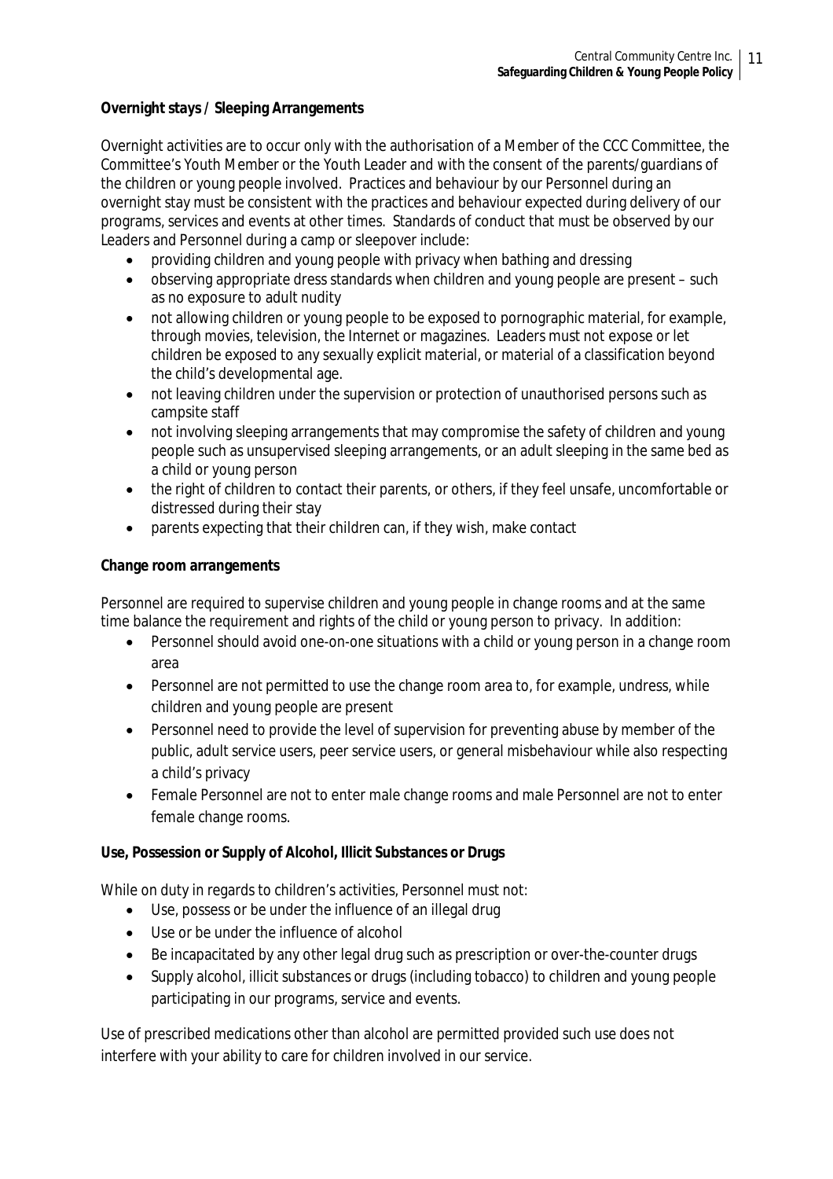**Overnight stays / Sleeping Arrangements**

Overnight activities are to occur only with the authorisation of a Member of the CCC Committee, the Committee's Youth Member or the Youth Leader and with the consent of the parents/guardians of the children or young people involved. Practices and behaviour by our Personnel during an overnight stay must be consistent with the practices and behaviour expected during delivery of our programs, services and events at other times. Standards of conduct that must be observed by our Leaders and Personnel during a camp or sleepover include:

- providing children and young people with privacy when bathing and dressing
- observing appropriate dress standards when children and young people are present – such as no exposure to adult nudity
- not allowing children or young people to be exposed to pornographic material, for example, through movies, television, the Internet or magazines. Leaders must not expose or let children be exposed to any sexually explicit material, or material of a classification beyond the child's developmental age.
- not leaving children under the supervision or protection of unauthorised persons such as campsite staff
- not involving sleeping arrangements that may compromise the safety of children and young people such as unsupervised sleeping arrangements, or an adult sleeping in the same bed as a child or young person
- the right of children to contact their parents, or others, if they feel unsafe, uncomfortable or distressed during their stay
- parents expecting that their children can, if they wish, make contact

**Change room arrangements**

Personnel are required to supervise children and young people in change rooms and at the same time balance the requirement and rights of the child or young person to privacy. In addition:

- Personnel should avoid one-on-one situations with a child or young person in a change room area
- Personnel are not permitted to use the change room area to, for example, undress, while children and young people are present
- Personnel need to provide the level of supervision for preventing abuse by member of the public, adult service users, peer service users, or general misbehaviour while also respecting a child's privacy
- Female Personnel are not to enter male change rooms and male Personnel are not to enter female change rooms.

**Use, Possession or Supply of Alcohol, Illicit Substances or Drugs**

While on duty in regards to children's activities, Personnel must not:

- Use, possess or be under the influence of an illegal drug
- Use or be under the influence of alcohol
- Be incapacitated by any other legal drug such as prescription or over-the-counter drugs
- Supply alcohol, illicit substances or drugs (including tobacco) to children and young people participating in our programs, service and events.

Use of prescribed medications other than alcohol are permitted provided such use does not interfere with your ability to care for children involved in our service.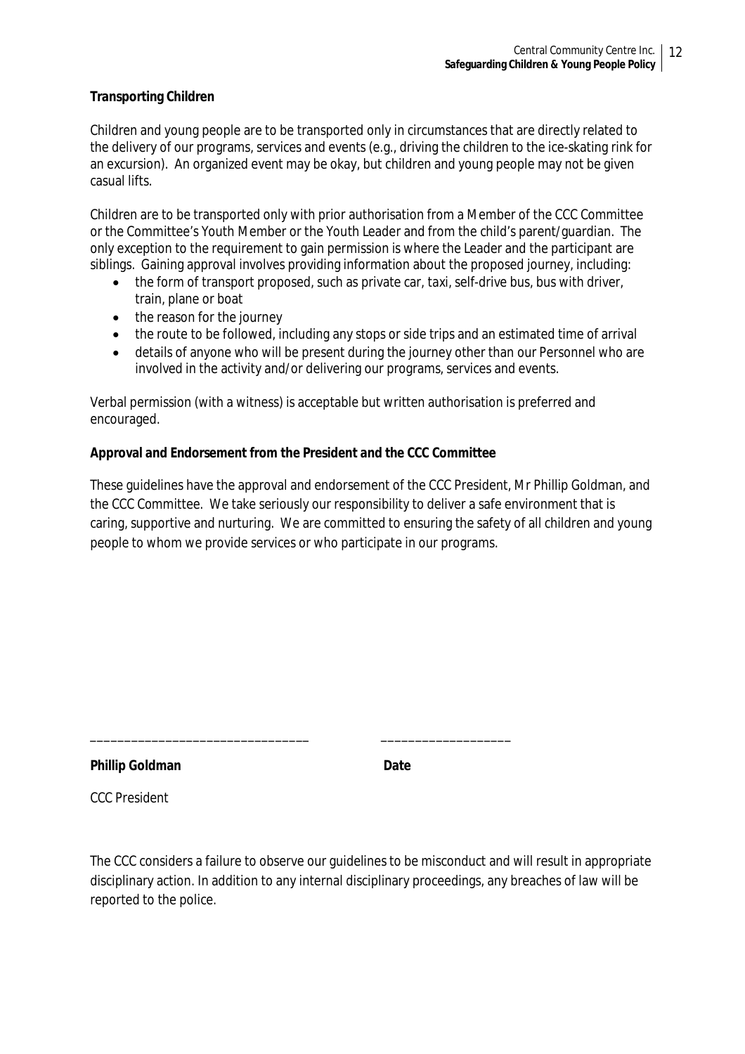**Transporting Children**

Children and young people are to be transported only in circumstances that are directly related to the delivery of our programs, services and events (e.g., driving the children to the ice-skating rink for an excursion). An organized event may be okay, but children and young people may not be given casual lifts.

Children are to be transported only with prior authorisation from a Member of the CCC Committee or the Committee's Youth Member or the Youth Leader and from the child's parent/guardian. The only exception to the requirement to gain permission is where the Leader and the participant are siblings. Gaining approval involves providing information about the proposed journey, including:

- the form of transport proposed, such as private car, taxi, self-drive bus, bus with driver, train, plane or boat
- the reason for the journey
- the route to be followed, including any stops or side trips and an estimated time of arrival
- details of anyone who will be present during the journey other than our Personnel who are involved in the activity and/or delivering our programs, services and events.

Verbal permission (with a witness) is acceptable but written authorisation is preferred and encouraged.

**Approval and Endorsement from the President and the CCC Committee**

These guidelines have the approval and endorsement of the CCC President, Mr Phillip Goldman, and the CCC Committee. We take seriously our responsibility to deliver a safe environment that is caring, supportive and nurturing. We are committed to ensuring the safety of all children and young people to whom we provide services or who participate in our programs.

_______________________________ __________________

**Phillip Goldman** **Date**

CCC President

The CCC considers a failure to observe our guidelines to be misconduct and will result in appropriate disciplinary action. In addition to any internal disciplinary proceedings, any breaches of law will be reported to the police.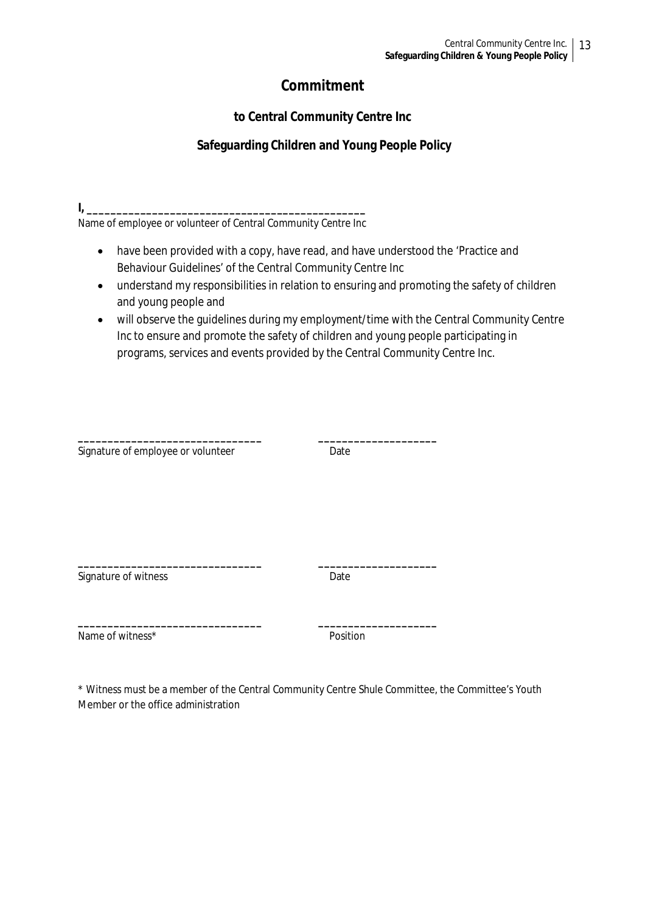# Commitment

## to Central Community Centre Inc

## Safeguarding Children and Young People Policy

**I,** _______________________________________________

Name of employee or volunteer of Central Community Centre Inc

- have been provided with a copy, have read, and have understood the 'Practice and Behaviour Guidelines' of the Central Community Centre Inc
- understand my responsibilities in relation to ensuring and promoting the safety of children and young people and
- will observe the guidelines during my employment/time with the Central Community Centre Inc to ensure and promote the safety of children and young people participating in programs, services and events provided by the Central Community Centre Inc.

_______________________________ ____________________

Signature of employee or volunteer Date

_______________________________ ____________________

Signature of witness Date

_______________________________ ____________________

Name of witness* Position

* Witness must be a member of the Central Community Centre Shule Committee, the Committee's Youth Member or the office administration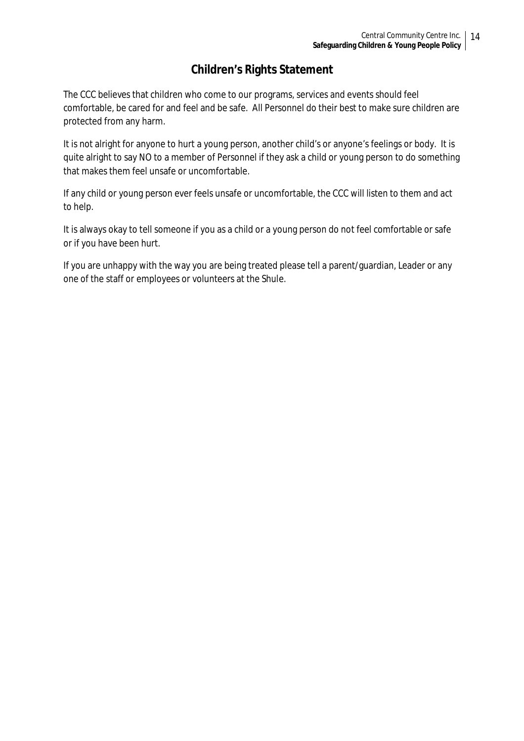# Children's Rights Statement

The CCC believes that children who come to our programs, services and events should feel comfortable, be cared for and feel and be safe. All Personnel do their best to make sure children are protected from any harm.

It is not alright for anyone to hurt a young person, another child's or anyone's feelings or body. It is quite alright to say NO to a member of Personnel if they ask a child or young person to do something that makes them feel unsafe or uncomfortable.

If any child or young person ever feels unsafe or uncomfortable, the CCC will listen to them and act to help.

It is always okay to tell someone if you as a child or a young person do not feel comfortable or safe or if you have been hurt.

If you are unhappy with the way you are being treated please tell a parent/guardian, Leader or any one of the staff or employees or volunteers at the Shule.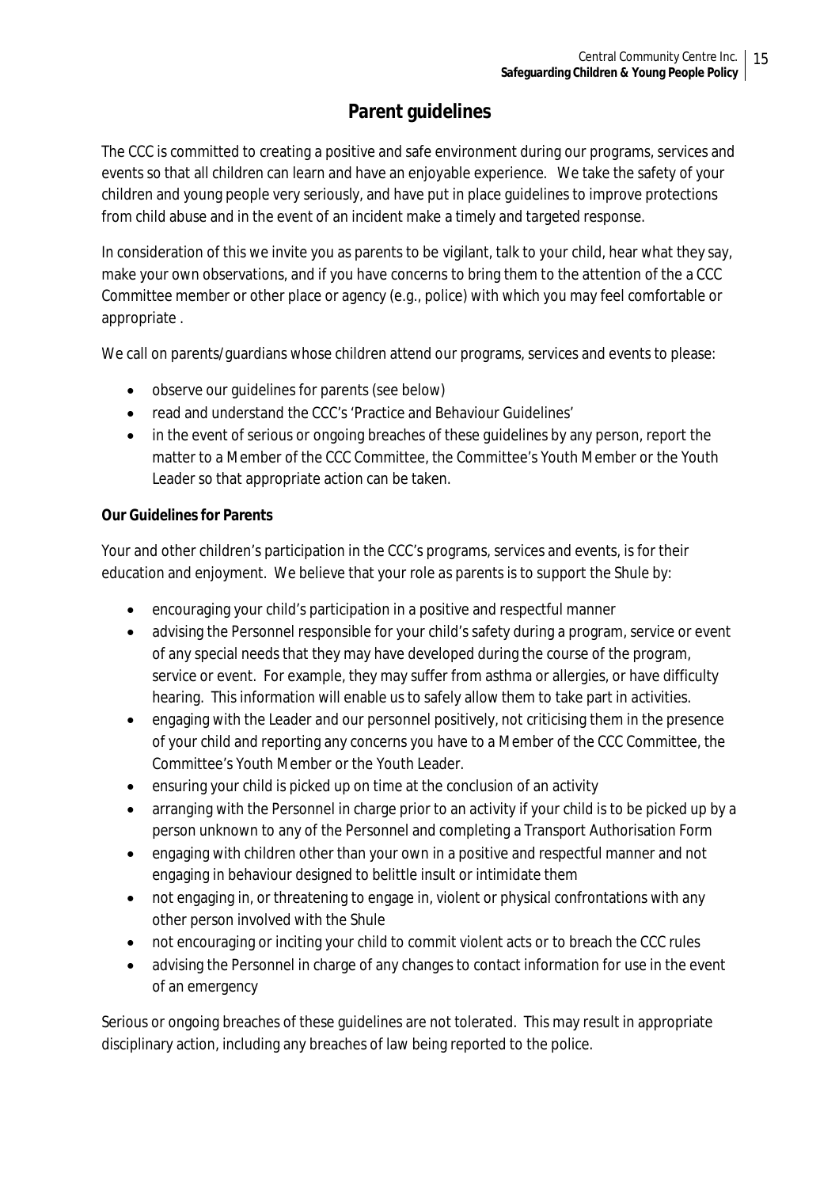# Parent guidelines

The CCC is committed to creating a positive and safe environment during our programs, services and events so that all children can learn and have an enjoyable experience. We take the safety of your children and young people very seriously, and have put in place guidelines to improve protections from child abuse and in the event of an incident make a timely and targeted response.

In consideration of this we invite you as parents to be vigilant, talk to your child, hear what they say, make your own observations, and if you have concerns to bring them to the attention of the a CCC Committee member or other place or agency (e.g., police) with which you may feel comfortable or appropriate .

We call on parents/guardians whose children attend our programs, services and events to please:

- observe our guidelines for parents (see below)
- read and understand the CCC's 'Practice and Behaviour Guidelines'
- in the event of serious or ongoing breaches of these guidelines by any person, report the matter to a Member of the CCC Committee, the Committee's Youth Member or the Youth Leader so that appropriate action can be taken.

**Our Guidelines for Parents**

Your and other children's participation in the CCC's programs, services and events, is for their education and enjoyment. We believe that your role as parents is to support the Shule by:

- encouraging your child's participation in a positive and respectful manner
- advising the Personnel responsible for your child's safety during a program, service or event of any special needs that they may have developed during the course of the program, service or event. For example, they may suffer from asthma or allergies, or have difficulty hearing. This information will enable us to safely allow them to take part in activities.
- engaging with the Leader and our personnel positively, not criticising them in the presence of your child and reporting any concerns you have to a Member of the CCC Committee, the Committee's Youth Member or the Youth Leader.
- ensuring your child is picked up on time at the conclusion of an activity
- arranging with the Personnel in charge prior to an activity if your child is to be picked up by a person unknown to any of the Personnel and completing a Transport Authorisation Form
- engaging with children other than your own in a positive and respectful manner and not engaging in behaviour designed to belittle insult or intimidate them
- not engaging in, or threatening to engage in, violent or physical confrontations with any other person involved with the Shule
- not encouraging or inciting your child to commit violent acts or to breach the CCC rules
- advising the Personnel in charge of any changes to contact information for use in the event of an emergency

Serious or ongoing breaches of these guidelines are not tolerated. This may result in appropriate disciplinary action, including any breaches of law being reported to the police.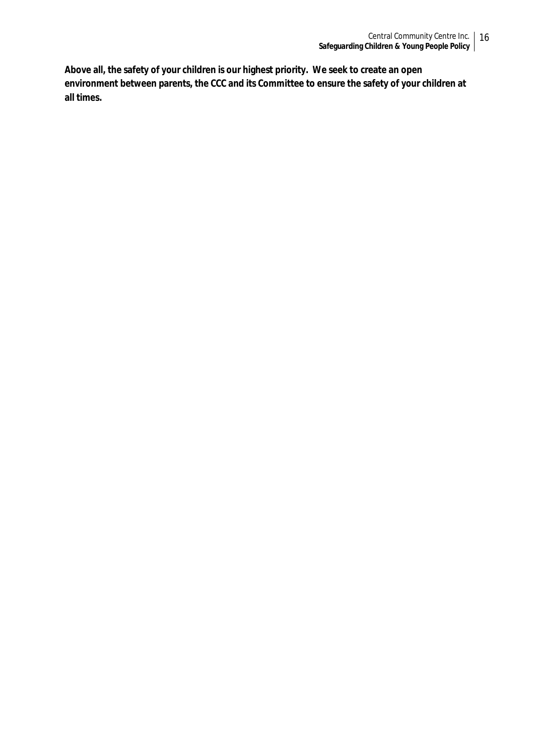**Above all, the safety of your children is our highest priority. We seek to create an open environment between parents, the CCC and its Committee to ensure the safety of your children at all times.**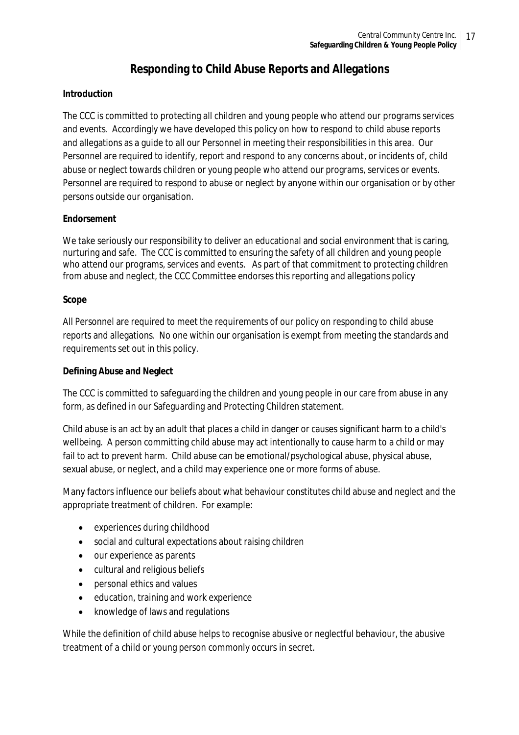# Responding to Child Abuse Reports and Allegations

**Introduction**

The CCC is committed to protecting all children and young people who attend our programs services and events. Accordingly we have developed this policy on how to respond to child abuse reports and allegations as a guide to all our Personnel in meeting their responsibilities in this area. Our Personnel are required to identify, report and respond to any concerns about, or incidents of, child abuse or neglect towards children or young people who attend our programs, services or events. Personnel are required to respond to abuse or neglect by anyone within our organisation or by other persons outside our organisation.

**Endorsement**

We take seriously our responsibility to deliver an educational and social environment that is caring, nurturing and safe. The CCC is committed to ensuring the safety of all children and young people who attend our programs, services and events. As part of that commitment to protecting children from abuse and neglect, the CCC Committee endorses this reporting and allegations policy

**Scope**

All Personnel are required to meet the requirements of our policy on responding to child abuse reports and allegations. No one within our organisation is exempt from meeting the standards and requirements set out in this policy.

**Defining Abuse and Neglect**

The CCC is committed to safeguarding the children and young people in our care from abuse in any form, as defined in our Safeguarding and Protecting Children statement.

Child abuse is an act by an adult that places a child in danger or causes significant harm to a child's wellbeing. A person committing child abuse may act intentionally to cause harm to a child or may fail to act to prevent harm. Child abuse can be emotional/psychological abuse, physical abuse, sexual abuse, or neglect, and a child may experience one or more forms of abuse.

Many factors influence our beliefs about what behaviour constitutes child abuse and neglect and the appropriate treatment of children. For example:

- experiences during childhood
- social and cultural expectations about raising children
- our experience as parents
- cultural and religious beliefs
- personal ethics and values
- education, training and work experience
- knowledge of laws and regulations

While the definition of child abuse helps to recognise abusive or neglectful behaviour, the abusive treatment of a child or young person commonly occurs in secret.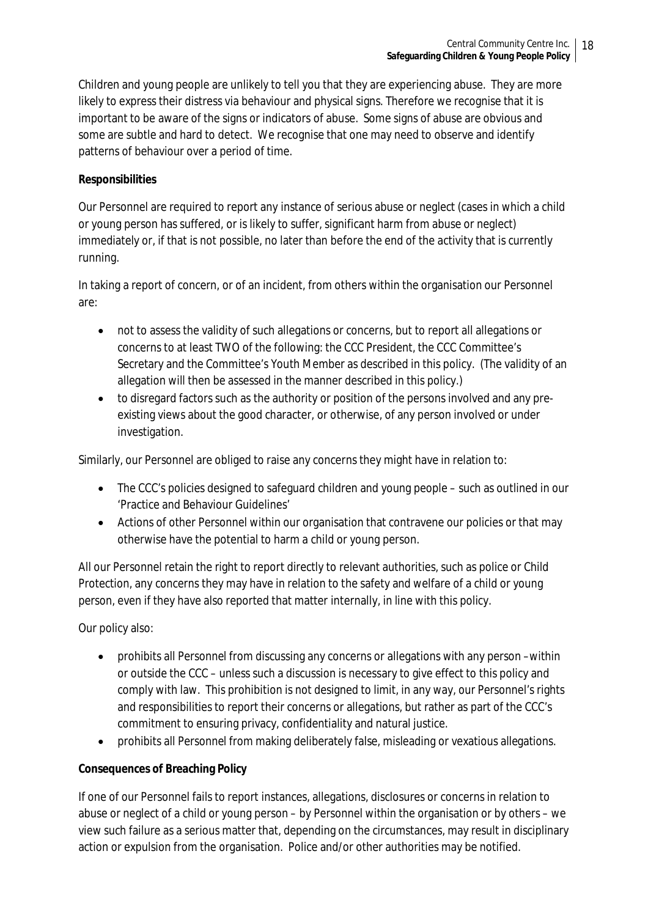Children and young people are unlikely to tell you that they are experiencing abuse. They are more likely to express their distress via behaviour and physical signs. Therefore we recognise that it is important to be aware of the signs or indicators of abuse. Some signs of abuse are obvious and some are subtle and hard to detect. We recognise that one may need to observe and identify patterns of behaviour over a period of time.

**Responsibilities**

Our Personnel are required to report any instance of serious abuse or neglect (cases in which a child or young person has suffered, or is likely to suffer, significant harm from abuse or neglect) immediately or, if that is not possible, no later than before the end of the activity that is currently running.

In taking a report of concern, or of an incident, from others within the organisation our Personnel are:

- not to assess the validity of such allegations or concerns, but to report all allegations or concerns to at least TWO of the following: the CCC President, the CCC Committee's Secretary and the Committee's Youth Member as described in this policy. (The validity of an allegation will then be assessed in the manner described in this policy.)
- to disregard factors such as the authority or position of the persons involved and any pre-existing views about the good character, or otherwise, of any person involved or under investigation.

Similarly, our Personnel are obliged to raise any concerns they might have in relation to:

- The CCC's policies designed to safeguard children and young people – such as outlined in our 'Practice and Behaviour Guidelines'
- Actions of other Personnel within our organisation that contravene our policies or that may otherwise have the potential to harm a child or young person.

All our Personnel retain the right to report directly to relevant authorities, such as police or Child Protection, any concerns they may have in relation to the safety and welfare of a child or young person, even if they have also reported that matter internally, in line with this policy.

Our policy also:

- prohibits all Personnel from discussing any concerns or allegations with any person –within or outside the CCC – unless such a discussion is necessary to give effect to this policy and comply with law. This prohibition is not designed to limit, in any way, our Personnel's rights and responsibilities to report their concerns or allegations, but rather as part of the CCC's commitment to ensuring privacy, confidentiality and natural justice.
- prohibits all Personnel from making deliberately false, misleading or vexatious allegations.

**Consequences of Breaching Policy**

If one of our Personnel fails to report instances, allegations, disclosures or concerns in relation to abuse or neglect of a child or young person – by Personnel within the organisation or by others – we view such failure as a serious matter that, depending on the circumstances, may result in disciplinary action or expulsion from the organisation. Police and/or other authorities may be notified.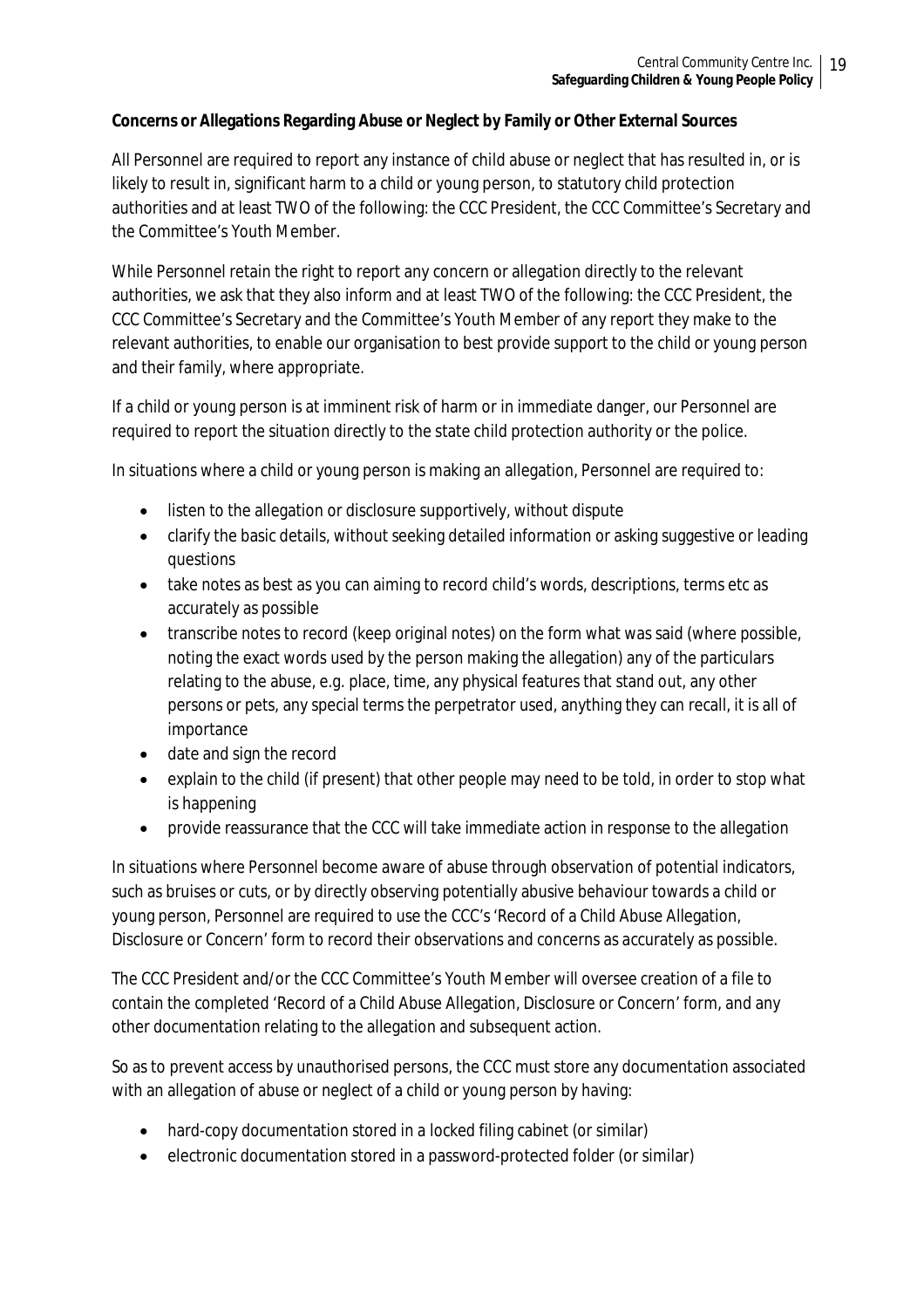**Concerns or Allegations Regarding Abuse or Neglect by Family or Other External Sources**

All Personnel are required to report any instance of child abuse or neglect that has resulted in, or is likely to result in, significant harm to a child or young person, to statutory child protection authorities and at least TWO of the following: the CCC President, the CCC Committee's Secretary and the Committee's Youth Member.

While Personnel retain the right to report any concern or allegation directly to the relevant authorities, we ask that they also inform and at least TWO of the following: the CCC President, the CCC Committee's Secretary and the Committee's Youth Member of any report they make to the relevant authorities, to enable our organisation to best provide support to the child or young person and their family, where appropriate.

If a child or young person is at imminent risk of harm or in immediate danger, our Personnel are required to report the situation directly to the state child protection authority or the police.

In situations where a child or young person is making an allegation, Personnel are required to:

- listen to the allegation or disclosure supportively, without dispute
- clarify the basic details, without seeking detailed information or asking suggestive or leading questions
- take notes as best as you can aiming to record child's words, descriptions, terms etc as accurately as possible
- transcribe notes to record (keep original notes) on the form what was said (where possible, noting the exact words used by the person making the allegation) any of the particulars relating to the abuse, e.g. place, time, any physical features that stand out, any other persons or pets, any special terms the perpetrator used, anything they can recall, it is all of importance
- date and sign the record
- explain to the child (if present) that other people may need to be told, in order to stop what is happening
- provide reassurance that the CCC will take immediate action in response to the allegation

In situations where Personnel become aware of abuse through observation of potential indicators, such as bruises or cuts, or by directly observing potentially abusive behaviour towards a child or young person, Personnel are required to use the CCC's 'Record of a Child Abuse Allegation, Disclosure or Concern' form to record their observations and concerns as accurately as possible.

The CCC President and/or the CCC Committee's Youth Member will oversee creation of a file to contain the completed 'Record of a Child Abuse Allegation, Disclosure or Concern' form, and any other documentation relating to the allegation and subsequent action.

So as to prevent access by unauthorised persons, the CCC must store any documentation associated with an allegation of abuse or neglect of a child or young person by having:

- hard-copy documentation stored in a locked filing cabinet (or similar)
- electronic documentation stored in a password-protected folder (or similar)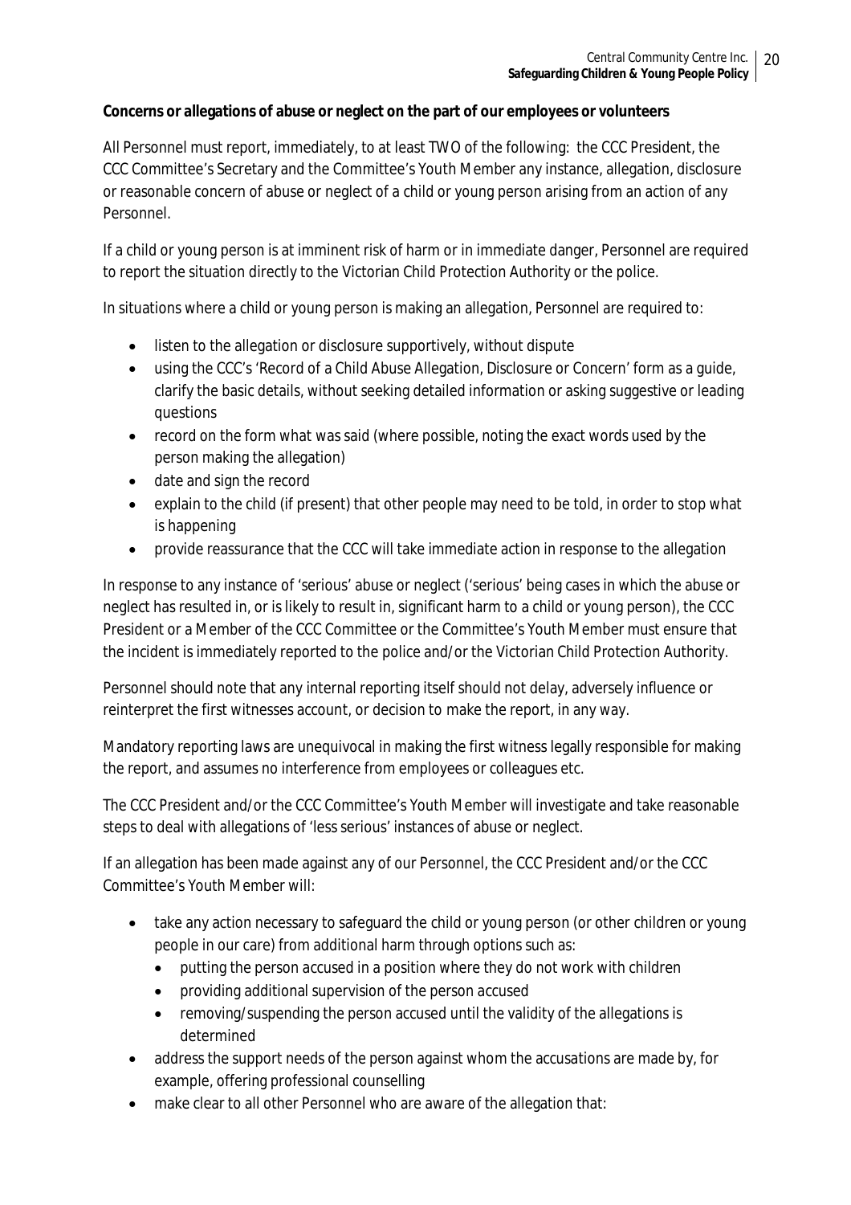**Concerns or allegations of abuse or neglect on the part of our employees or volunteers**

All Personnel must report, immediately, to at least TWO of the following: the CCC President, the CCC Committee's Secretary and the Committee's Youth Member any instance, allegation, disclosure or reasonable concern of abuse or neglect of a child or young person arising from an action of any Personnel.

If a child or young person is at imminent risk of harm or in immediate danger, Personnel are required to report the situation directly to the Victorian Child Protection Authority or the police.

In situations where a child or young person is making an allegation, Personnel are required to:

- listen to the allegation or disclosure supportively, without dispute
- using the CCC's 'Record of a Child Abuse Allegation, Disclosure or Concern' form as a guide, clarify the basic details, without seeking detailed information or asking suggestive or leading questions
- record on the form what was said (where possible, noting the exact words used by the person making the allegation)
- date and sign the record
- explain to the child (if present) that other people may need to be told, in order to stop what is happening
- provide reassurance that the CCC will take immediate action in response to the allegation

In response to any instance of 'serious' abuse or neglect ('serious' being cases in which the abuse or neglect has resulted in, or is likely to result in, significant harm to a child or young person), the CCC President or a Member of the CCC Committee or the Committee's Youth Member must ensure that the incident is immediately reported to the police and/or the Victorian Child Protection Authority.

Personnel should note that any internal reporting itself should not delay, adversely influence or reinterpret the first witnesses account, or decision to make the report, in any way.

Mandatory reporting laws are unequivocal in making the first witness legally responsible for making the report, and assumes no interference from employees or colleagues etc.

The CCC President and/or the CCC Committee's Youth Member will investigate and take reasonable steps to deal with allegations of 'less serious' instances of abuse or neglect.

If an allegation has been made against any of our Personnel, the CCC President and/or the CCC Committee's Youth Member will:

- take any action necessary to safeguard the child or young person (or other children or young people in our care) from additional harm through options such as:
  - putting the person accused in a position where they do not work with children
  - providing additional supervision of the person accused
  - removing/suspending the person accused until the validity of the allegations is determined
- address the support needs of the person against whom the accusations are made by, for example, offering professional counselling
- make clear to all other Personnel who are aware of the allegation that: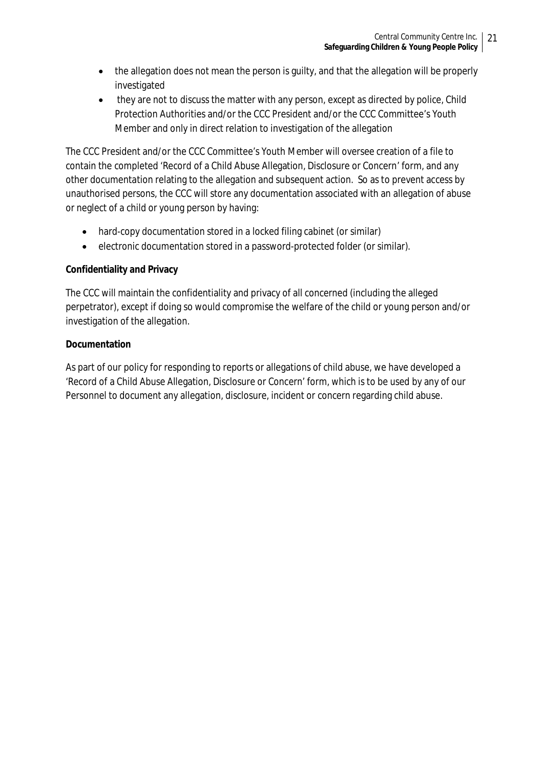- the allegation does not mean the person is guilty, and that the allegation will be properly investigated
- they are not to discuss the matter with any person, except as directed by police, Child Protection Authorities and/or the CCC President and/or the CCC Committee's Youth Member and only in direct relation to investigation of the allegation

The CCC President and/or the CCC Committee's Youth Member will oversee creation of a file to contain the completed 'Record of a Child Abuse Allegation, Disclosure or Concern' form, and any other documentation relating to the allegation and subsequent action. So as to prevent access by unauthorised persons, the CCC will store any documentation associated with an allegation of abuse or neglect of a child or young person by having:

- hard-copy documentation stored in a locked filing cabinet (or similar)
- electronic documentation stored in a password-protected folder (or similar).

**Confidentiality and Privacy**

The CCC will maintain the confidentiality and privacy of all concerned (including the alleged perpetrator), except if doing so would compromise the welfare of the child or young person and/or investigation of the allegation.

**Documentation**

As part of our policy for responding to reports or allegations of child abuse, we have developed a 'Record of a Child Abuse Allegation, Disclosure or Concern' form, which is to be used by any of our Personnel to document any allegation, disclosure, incident or concern regarding child abuse.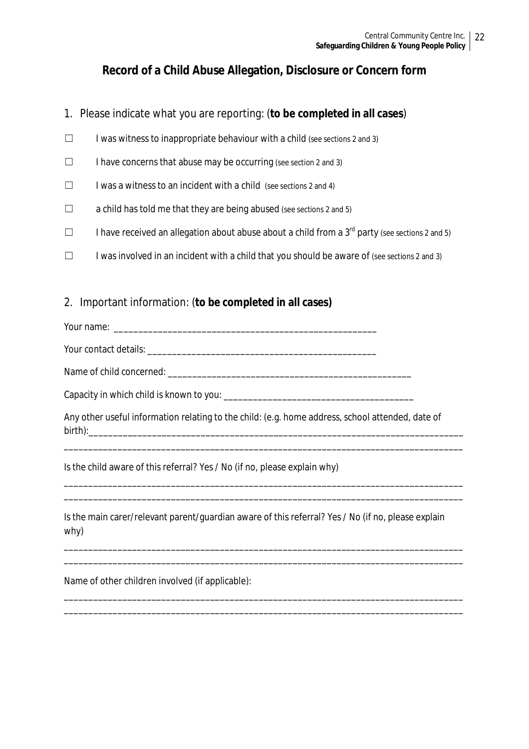## Record of a Child Abuse Allegation, Disclosure or Concern form

1. Please indicate what you are reporting: (**to be completed in all cases**)

☐ I was witness to inappropriate behaviour with a child (see sections 2 and 3)

☐ I have concerns that abuse may be occurring (see section 2 and 3)

☐ I was a witness to an incident with a child (see sections 2 and 4)

☐ a child has told me that they are being abused (see sections 2 and 5)

☐ I have received an allegation about abuse about a child from a 3rd party (see sections 2 and 5)

☐ I was involved in an incident with a child that you should be aware of (see sections 2 and 3)

2. Important information: (**to be completed in all cases)**

Your name: _______________________________________________________

Your contact details: ________________________________________________

Name of child concerned: ___________________________________________________

Capacity in which child is known to you: ______________________________________

Any other useful information relating to the child: (e.g. home address, school attended, date of birth):_______________________________________________________________________________

_________________________________________________________________________________

Is the child aware of this referral? Yes / No (if no, please explain why)

_________________________________________________________________________________

_________________________________________________________________________________

Is the main carer/relevant parent/guardian aware of this referral? Yes / No (if no, please explain why)

_________________________________________________________________________________

_________________________________________________________________________________

Name of other children involved (if applicable):

_________________________________________________________________________________

_________________________________________________________________________________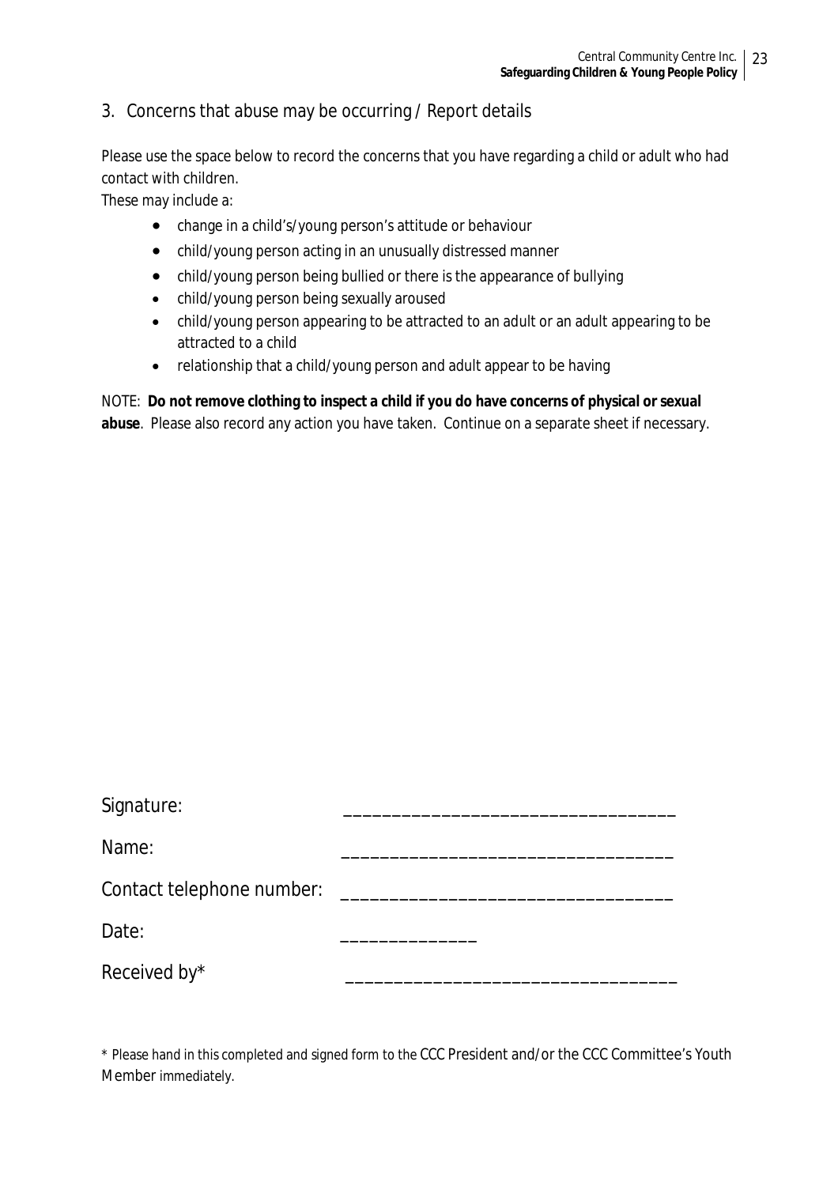## 3. Concerns that abuse may be occurring / Report details

Please use the space below to record the concerns that you have regarding a child or adult who had contact with children.

These may include a:

- change in a child's/young person's attitude or behaviour
- child/young person acting in an unusually distressed manner
- child/young person being bullied or there is the appearance of bullying
- child/young person being sexually aroused
- child/young person appearing to be attracted to an adult or an adult appearing to be attracted to a child
- relationship that a child/young person and adult appear to be having

NOTE: **Do not remove clothing to inspect a child if you do have concerns of physical or sexual abuse**. Please also record any action you have taken. Continue on a separate sheet if necessary.

Signature: _________________________________

Name: _________________________________

Contact telephone number: _________________________________

Date: ______________

Received by* _________________________________

* Please hand in this completed and signed form to the CCC President and/or the CCC Committee's Youth Member immediately.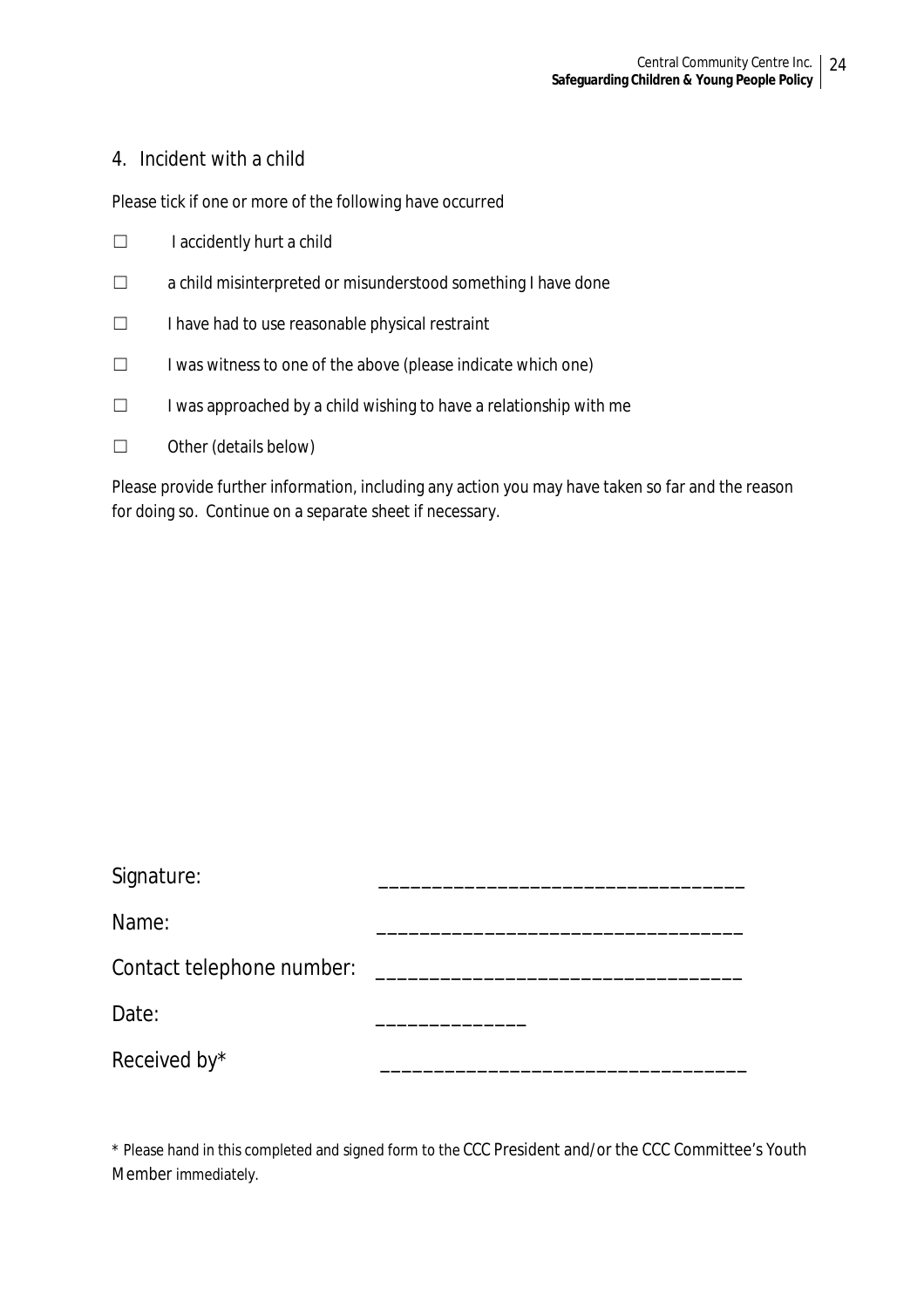## 4. Incident with a child

Please tick if one or more of the following have occurred

☐ I accidently hurt a child

☐ a child misinterpreted or misunderstood something I have done

☐ I have had to use reasonable physical restraint

☐ I was witness to one of the above (please indicate which one)

☐ I was approached by a child wishing to have a relationship with me

☐ Other (details below)

Please provide further information, including any action you may have taken so far and the reason for doing so. Continue on a separate sheet if necessary.

Signature: ________________________________

Name: ________________________________

Contact telephone number: ________________________________

Date: _____________

Received by* ________________________________

* Please hand in this completed and signed form to the CCC President and/or the CCC Committee's Youth Member immediately.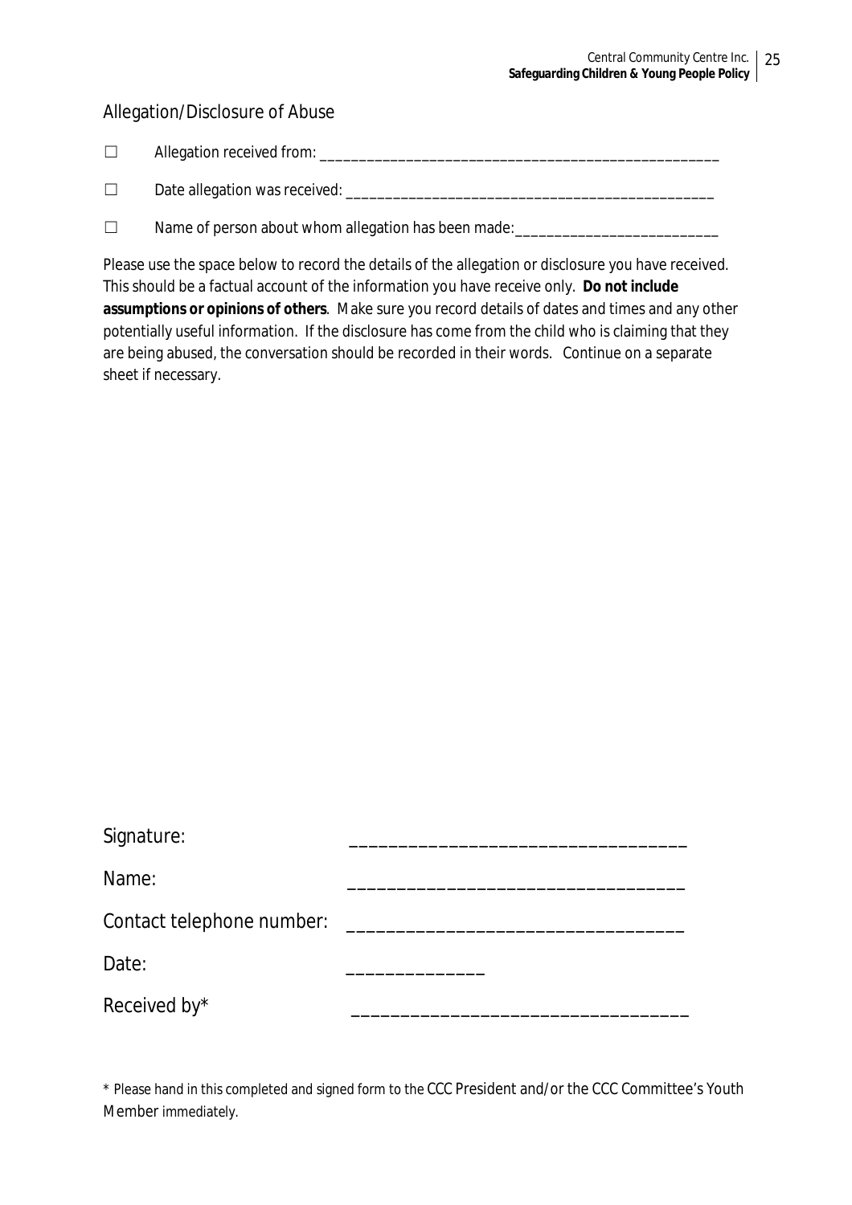## Allegation/Disclosure of Abuse

☐ Allegation received from: ____________________________________________________

☐ Date allegation was received: ________________________________________________

☐ Name of person about whom allegation has been made:_________________________

Please use the space below to record the details of the allegation or disclosure you have received. This should be a factual account of the information you have receive only. **Do not include assumptions or opinions of others**. Make sure you record details of dates and times and any other potentially useful information. If the disclosure has come from the child who is claiming that they are being abused, the conversation should be recorded in their words. Continue on a separate sheet if necessary.

Signature: _________________________________

Name: _________________________________

Contact telephone number: _________________________________

Date: ______________

Received by* _________________________________

\* Please hand in this completed and signed form to the CCC President and/or the CCC Committee's Youth Member immediately.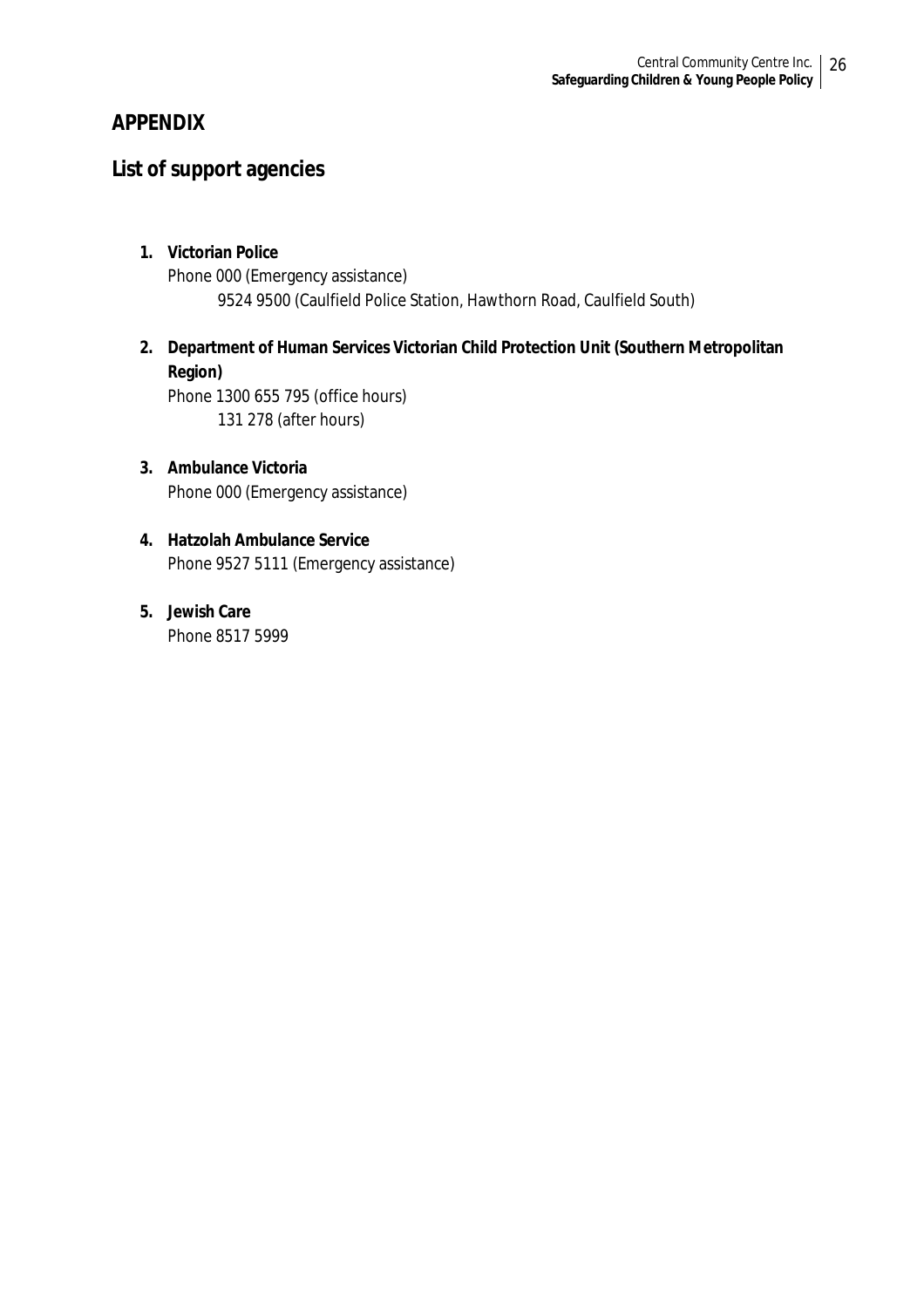# APPENDIX

## List of support agencies

1. **Victorian Police**
   Phone 000 (Emergency assistance)
   9524 9500 (Caulfield Police Station, Hawthorn Road, Caulfield South)

2. **Department of Human Services Victorian Child Protection Unit (Southern Metropolitan Region)**
   Phone 1300 655 795 (office hours)
   131 278 (after hours)

3. **Ambulance Victoria**
   Phone 000 (Emergency assistance)

4. **Hatzolah Ambulance Service**
   Phone 9527 5111 (Emergency assistance)

5. **Jewish Care**
   Phone 8517 5999